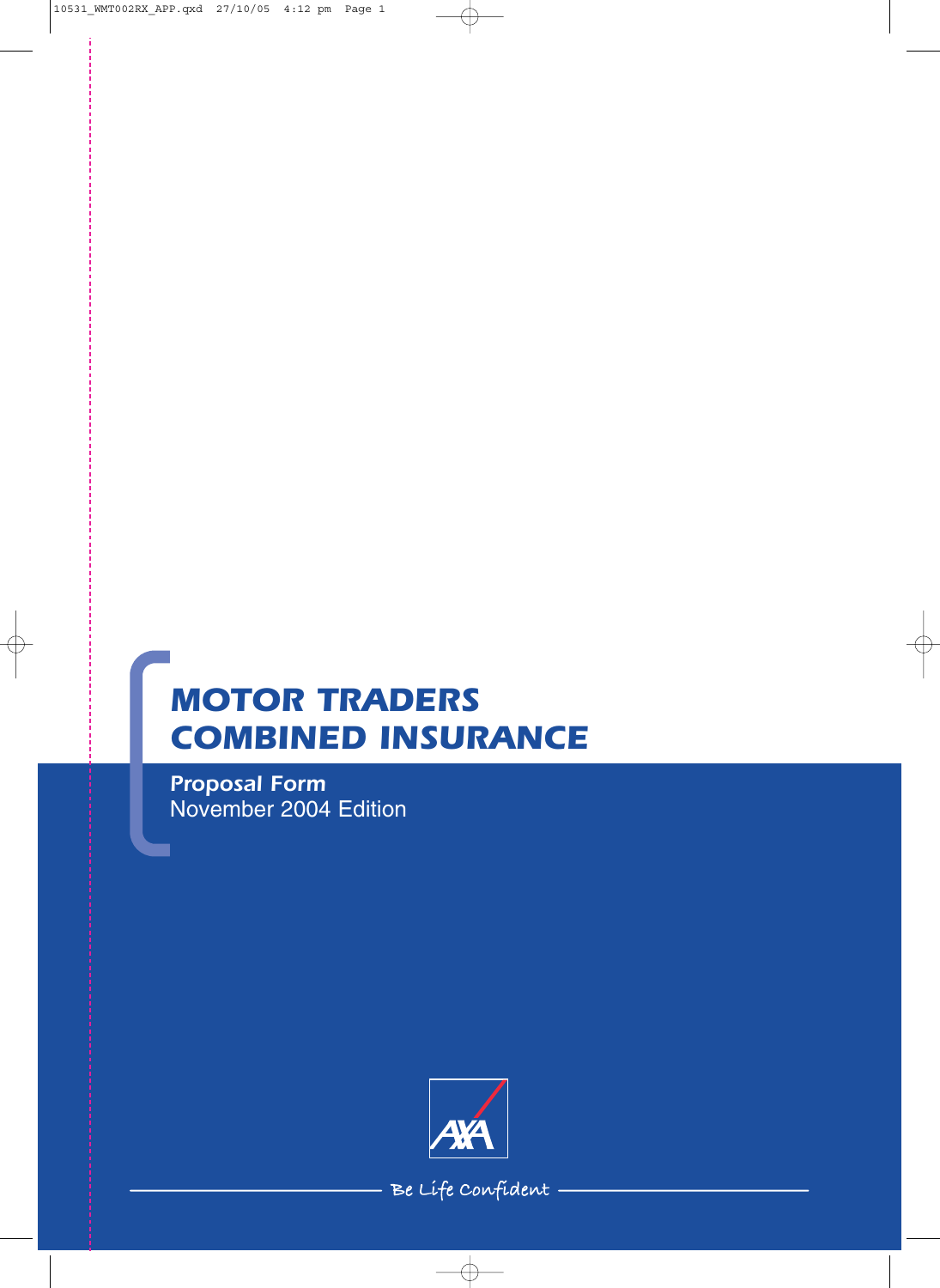# MOTOR TRADERS COMBINED INSURANCE

**Proposal Form**

November 2004 Edition

AXA

Be Life Confident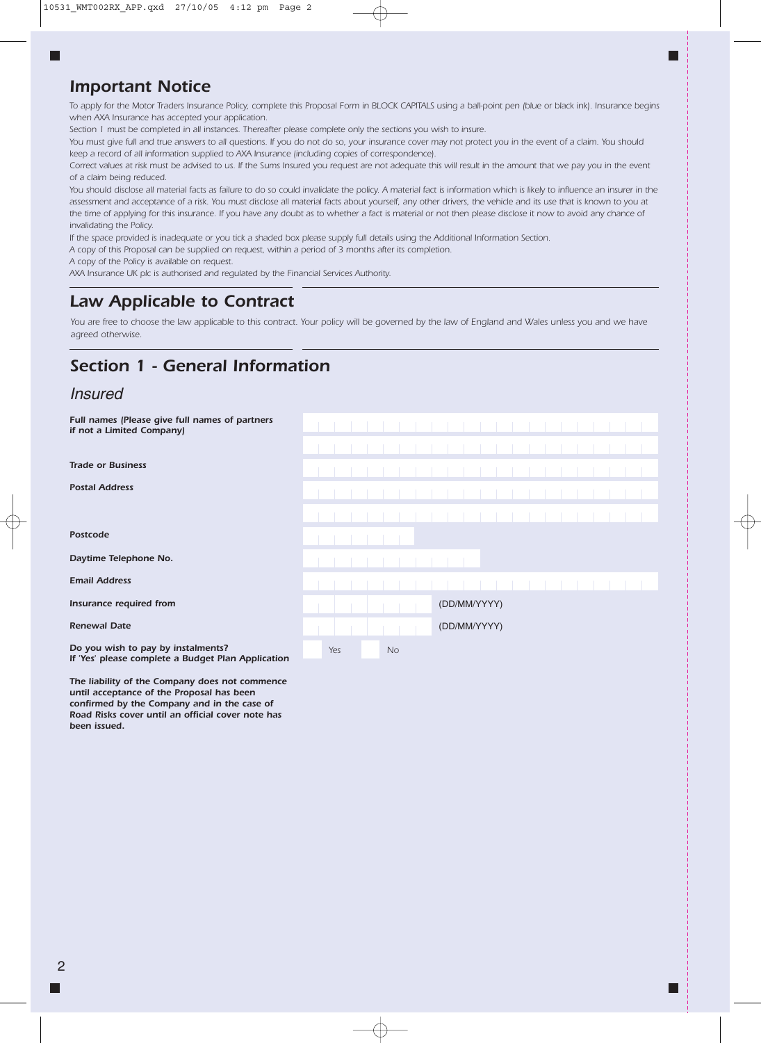## Important Notice

*To apply for the Motor Traders Insurance Policy, complete this Proposal Form in BLOCK CAPITALS using a ball-point pen (blue or black ink). Insurance begins when AXA Insurance has accepted your application.*

*Section 1 must be completed in all instances. Thereafter please complete only the sections you wish to insure.*

*You must give full and true answers to all questions. If you do not do so, your insurance cover may not protect you in the event of a claim. You should keep a record of all information supplied to AXA Insurance (including copies of correspondence).*

*Correct values at risk must be advised to us. If the Sums Insured you request are not adequate this will result in the amount that we pay you in the event of a claim being reduced.*

*You should disclose all material facts as failure to do so could invalidate the policy. A material fact is information which is likely to influence an insurer in the assessment and acceptance of a risk. You must disclose all material facts about yourself, any other drivers, the vehicle and its use that is known to you at the time of applying for this insurance. If you have any doubt as to whether a fact is material or not then please disclose it now to avoid any chance of invalidating the Policy.*

*If the space provided is inadequate or you tick a shaded box please supply full details using the Additional Information Section.*

*A copy of this Proposal can be supplied on request, within a period of 3 months after its completion.*

*A copy of the Policy is available on request.*

*AXA Insurance UK plc is authorised and regulated by the Financial Services Authority.*

## Law Applicable to Contract

*You are free to choose the law applicable to this contract. Your policy will be governed by the law of England and Wales unless you and we have agreed otherwise.*

## Section 1 - General Information

### Insured

| | |
|---|---|
| **Full names (Please give full names of partners if not a Limited Company)** | |
| | |
| **Trade or Business** | |
| **Postal Address** | |
| | |
| **Postcode** | |
| **Daytime Telephone No.** | |
| **Email Address** | |
| **Insurance required from** | (DD/MM/YYYY) |
| **Renewal Date** | (DD/MM/YYYY) |
| **Do you wish to pay by instalments? If 'Yes' please complete a Budget Plan Application** | Yes ☐ No ☐ |

**The liability of the Company does not commence until acceptance of the Proposal has been confirmed by the Company and in the case of Road Risks cover until an official cover note has been issued.**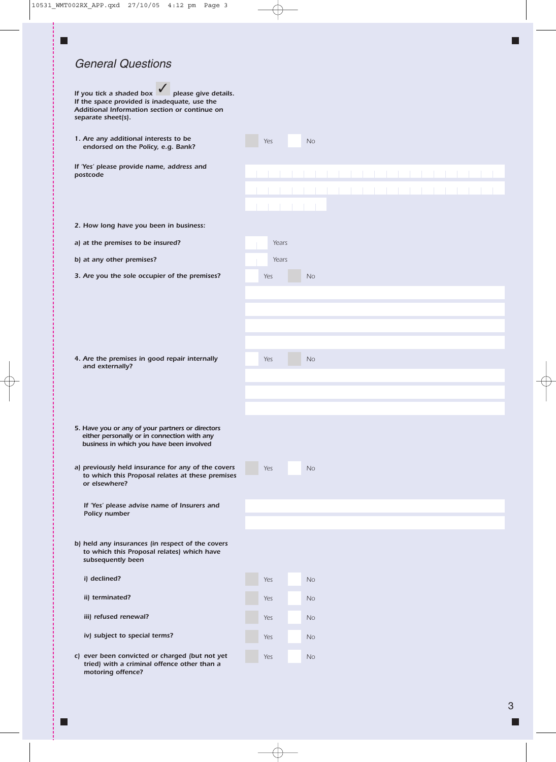## General Questions

*If you tick a shaded box ✓ please give details. If the space provided is inadequate, use the Additional Information section or continue on separate sheet(s).*

1. *Are any additional interests to be endorsed on the Policy, e.g. Bank?* ☐ Yes ☐ No

   *If 'Yes' please provide name, address and postcode*

2. **How long have you been in business:**

   a) at the premises to be insured? ☐ Years

   b) at any other premises? ☐ Years

3. **Are you the sole occupier of the premises?** ☐ Yes ☐ No

4. *Are the premises in good repair internally and externally?* ☐ Yes ☐ No

5. *Have you or any of your partners or directors either personally or in connection with any business in which you have been involved*

   a) *previously held insurance for any of the covers to which this Proposal relates at these premises or elsewhere?* ☐ Yes ☐ No

      *If 'Yes' please advise name of Insurers and Policy number*

   b) *held any insurances (in respect of the covers to which this Proposal relates) which have subsequently been*

      i) *declined?* ☐ Yes ☐ No

      ii) *terminated?* ☐ Yes ☐ No

      iii) *refused renewal?* ☐ Yes ☐ No

      iv) *subject to special terms?* ☐ Yes ☐ No

   c) *ever been convicted or charged (but not yet tried) with a criminal offence other than a motoring offence?* ☐ Yes ☐ No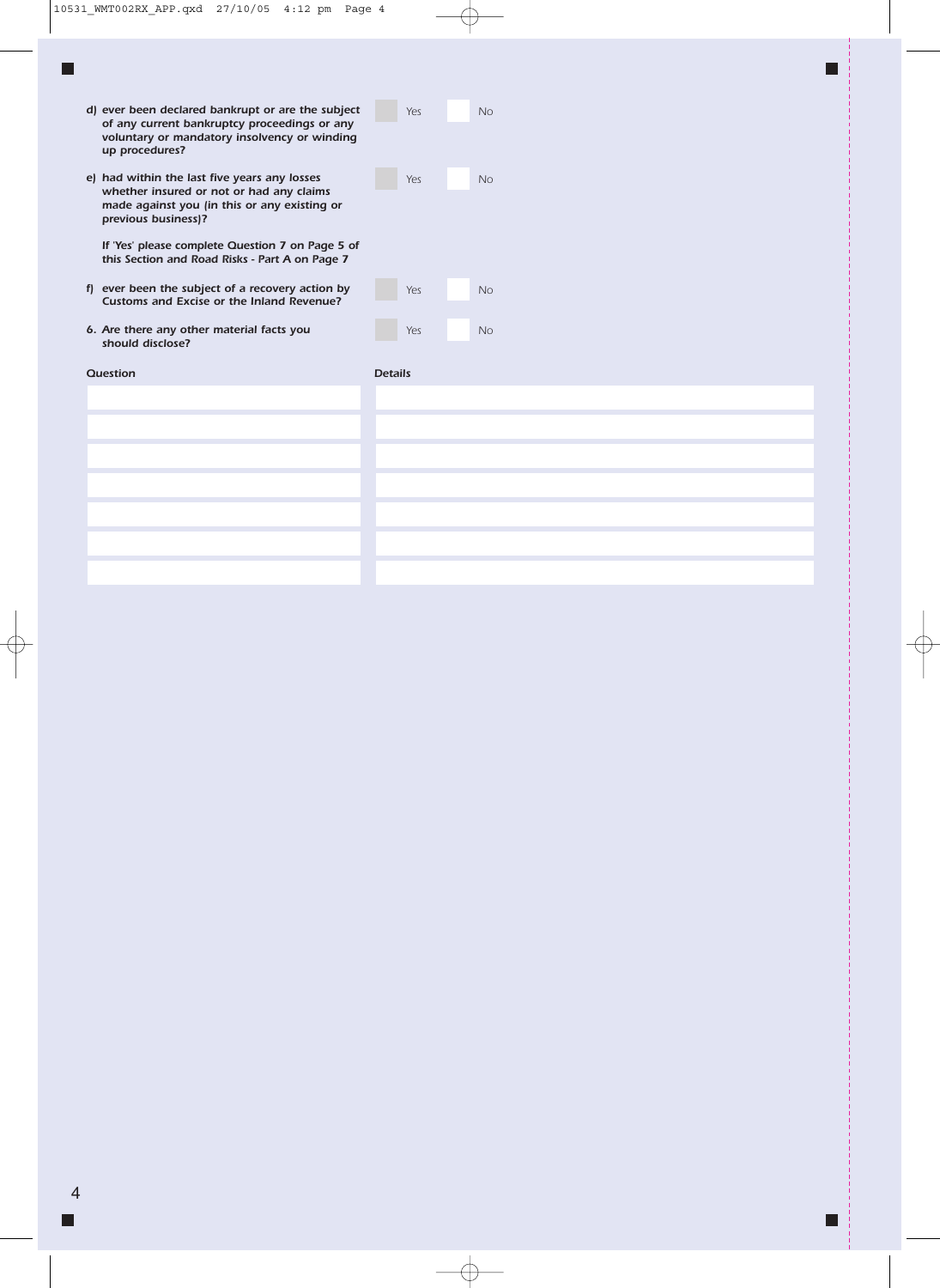*d) ever been declared bankrupt or are the subject of any current bankruptcy proceedings or any voluntary or mandatory insolvency or winding up procedures?* ☐ Yes ☐ No

*e) had within the last five years any losses whether insured or not or had any claims made against you (in this or any existing or previous business)?* ☐ Yes ☐ No

*If 'Yes' please complete Question 7 on Page 5 of this Section and Road Risks - Part A on Page 7*

*f) ever been the subject of a recovery action by Customs and Excise or the Inland Revenue?* ☐ Yes ☐ No

*6. Are there any other material facts you should disclose?* ☐ Yes ☐ No

| Question | Details |
|---|---|
| | |
| | |
| | |
| | |
| | |
| | |
| | |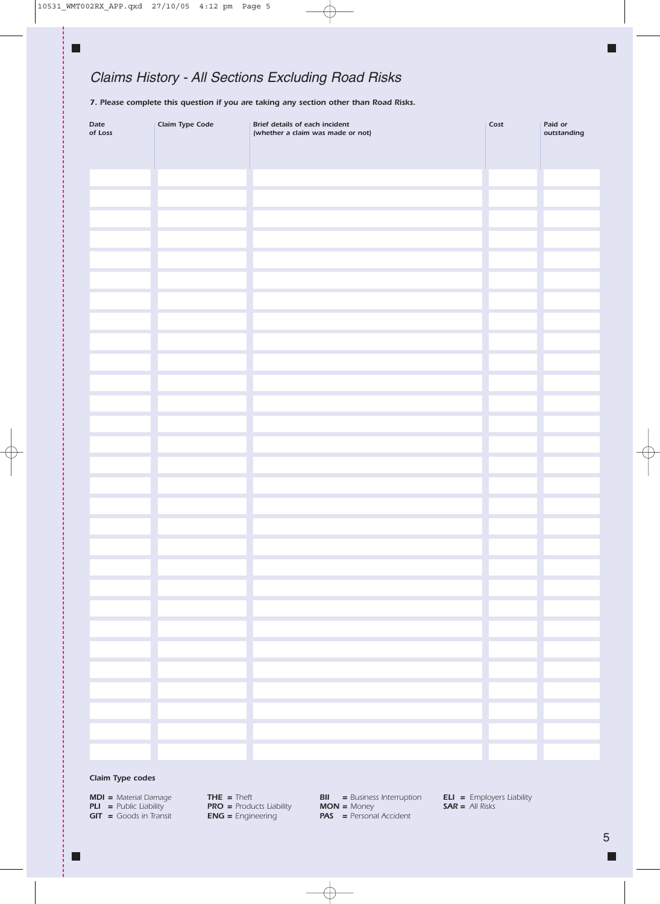## *Claims History - All Sections Excluding Road Risks*

***7. Please complete this question if you are taking any section other than Road Risks.***

| Date of Loss | Claim Type Code | Brief details of each incident (whether a claim was made or not) | Cost | Paid or outstanding |
|---|---|---|---|---|
| | | | | |
| | | | | |
| | | | | |
| | | | | |
| | | | | |
| | | | | |
| | | | | |
| | | | | |
| | | | | |
| | | | | |
| | | | | |
| | | | | |
| | | | | |
| | | | | |
| | | | | |
| | | | | |
| | | | | |
| | | | | |
| | | | | |
| | | | | |
| | | | | |
| | | | | |
| | | | | |
| | | | | |
| | | | | |
| | | | | |
| | | | | |
| | | | | |
| | | | | |

***Claim Type codes***

**MDI =** *Material Damage*
**PLI =** *Public Liability*
**GIT =** *Goods in Transit*
**THE =** *Theft*
**PRO =** *Products Liability*
**ENG =** *Engineering*
**BII =** *Business Interruption*
**MON =** *Money*
**PAS =** *Personal Accident*
**ELI =** *Employers Liability*
**SAR =** *All Risks*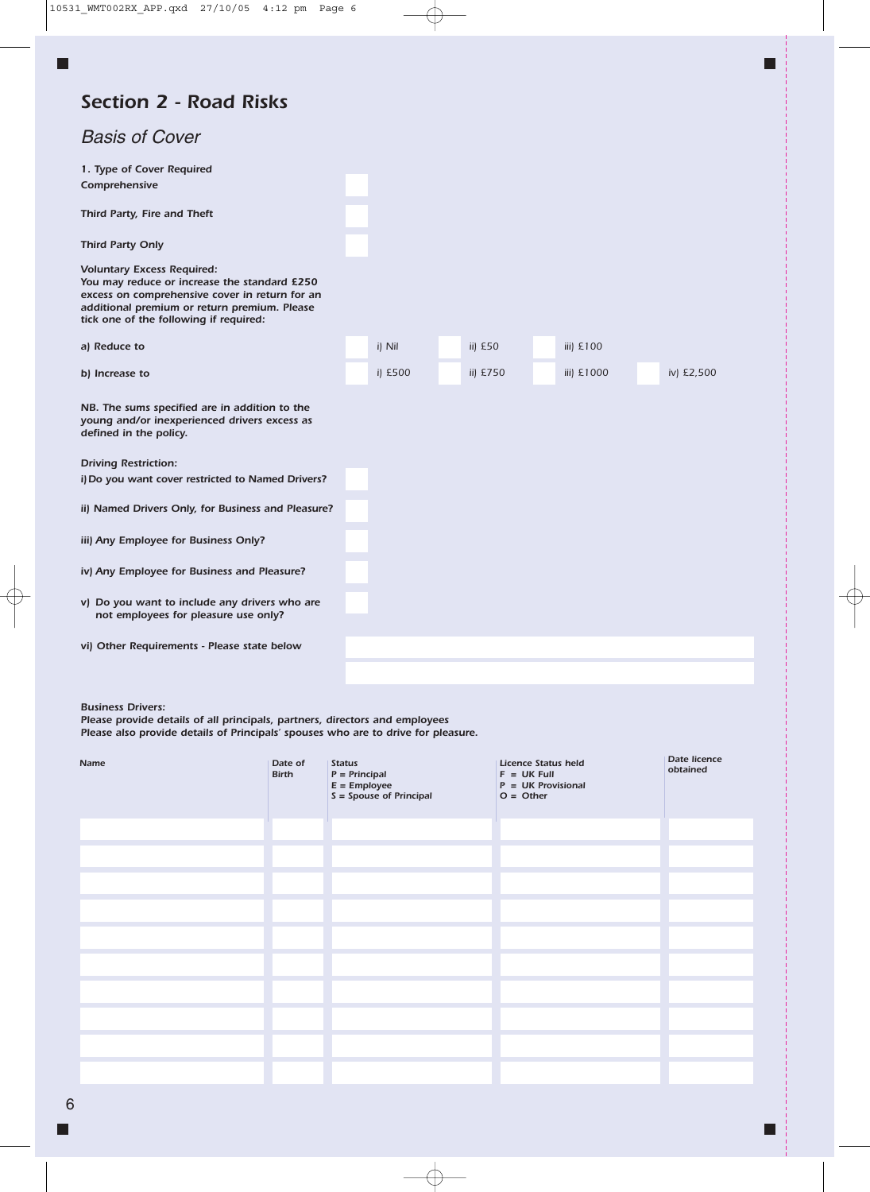## *Section 2 - Road Risks*

### *Basis of Cover*

***1. Type of Cover Required***

***Comprehensive*** ☐

***Third Party, Fire and Theft*** ☐

***Third Party Only*** ☐

***Voluntary Excess Required:***
***You may reduce or increase the standard £250 excess on comprehensive cover in return for an additional premium or return premium. Please tick one of the following if required:***

| | | | | |
|---|---|---|---|---|
| ***a) Reduce to*** | ☐ i) Nil | ☐ ii) £50 | ☐ iii) £100 | |
| ***b) Increase to*** | ☐ i) £500 | ☐ ii) £750 | ☐ iii) £1000 | ☐ iv) £2,500 |

***NB. The sums specified are in addition to the young and/or inexperienced drivers excess as defined in the policy.***

***Driving Restriction:***

***i) Do you want cover restricted to Named Drivers?*** ☐

***ii) Named Drivers Only, for Business and Pleasure?*** ☐

***iii) Any Employee for Business Only?*** ☐

***iv) Any Employee for Business and Pleasure?*** ☐

***v) Do you want to include any drivers who are not employees for pleasure use only?*** ☐

***vi) Other Requirements - Please state below***

______________________________

______________________________

***Business Drivers:***
***Please provide details of all principals, partners, directors and employees***
***Please also provide details of Principals' spouses who are to drive for pleasure.***

| ***Name*** | ***Date of Birth*** | ***Status*** ***P = Principal*** ***E = Employee*** ***S = Spouse of Principal*** | ***Licence Status held*** ***F = UK Full*** ***P = UK Provisional*** ***O = Other*** | ***Date licence obtained*** |
|---|---|---|---|---|
| | | | | |
| | | | | |
| | | | | |
| | | | | |
| | | | | |
| | | | | |
| | | | | |
| | | | | |
| | | | | |
| | | | | |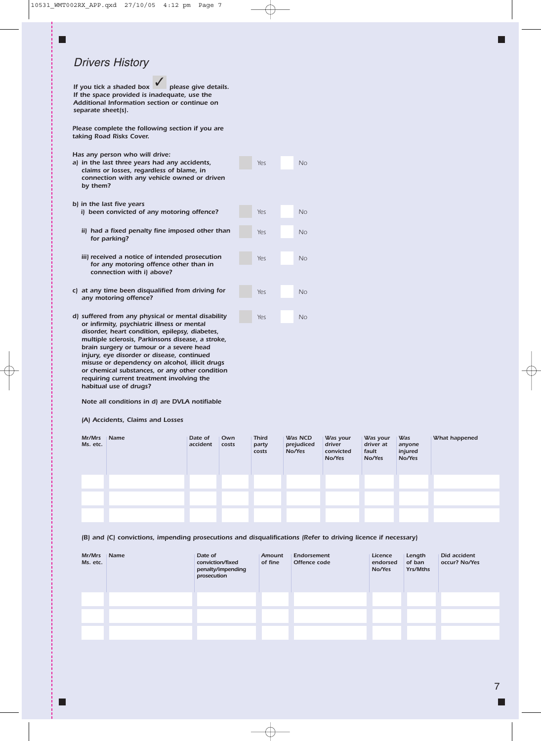## Drivers History

***If you tick a shaded box ✓ please give details. If the space provided is inadequate, use the Additional Information section or continue on separate sheet(s).***

***Please complete the following section if you are taking Road Risks Cover.***

***Has any person who will drive:***

***a) in the last three years had any accidents, claims or losses, regardless of blame, in connection with any vehicle owned or driven by them?*** ☐ Yes ☐ No

***b) in the last five years***

***i) been convicted of any motoring offence?*** ☐ Yes ☐ No

***ii) had a fixed penalty fine imposed other than for parking?*** ☐ Yes ☐ No

***iii) received a notice of intended prosecution for any motoring offence other than in connection with i) above?*** ☐ Yes ☐ No

***c) at any time been disqualified from driving for any motoring offence?*** ☐ Yes ☐ No

***d) suffered from any physical or mental disability or infirmity, psychiatric illness or mental disorder, heart condition, epilepsy, diabetes, multiple sclerosis, Parkinsons disease, a stroke, brain surgery or tumour or a severe head injury, eye disorder or disease, continued misuse or dependency on alcohol, illicit drugs or chemical substances, or any other condition requiring current treatment involving the habitual use of drugs?*** ☐ Yes ☐ No

***Note all conditions in d) are DVLA notifiable***

***(A) Accidents, Claims and Losses***

| Mr/Mrs Ms. etc. | Name | Date of accident | Own costs | Third party costs | Was NCD prejudiced No/Yes | Was your driver convicted No/Yes | Was your driver at fault No/Yes | Was anyone injured No/Yes | What happened |
|---|---|---|---|---|---|---|---|---|---|
| | | | | | | | | | |
| | | | | | | | | | |
| | | | | | | | | | |

***(B) and (C) convictions, impending prosecutions and disqualifications (Refer to driving licence if necessary)***

| Mr/Mrs Ms. etc. | Name | Date of conviction/fixed penalty/impending prosecution | Amount of fine | Endorsement Offence code | Licence endorsed No/Yes | Length of ban Yrs/Mths | Did accident occur? No/Yes |
|---|---|---|---|---|---|---|---|
| | | | | | | | |
| | | | | | | | |
| | | | | | | | |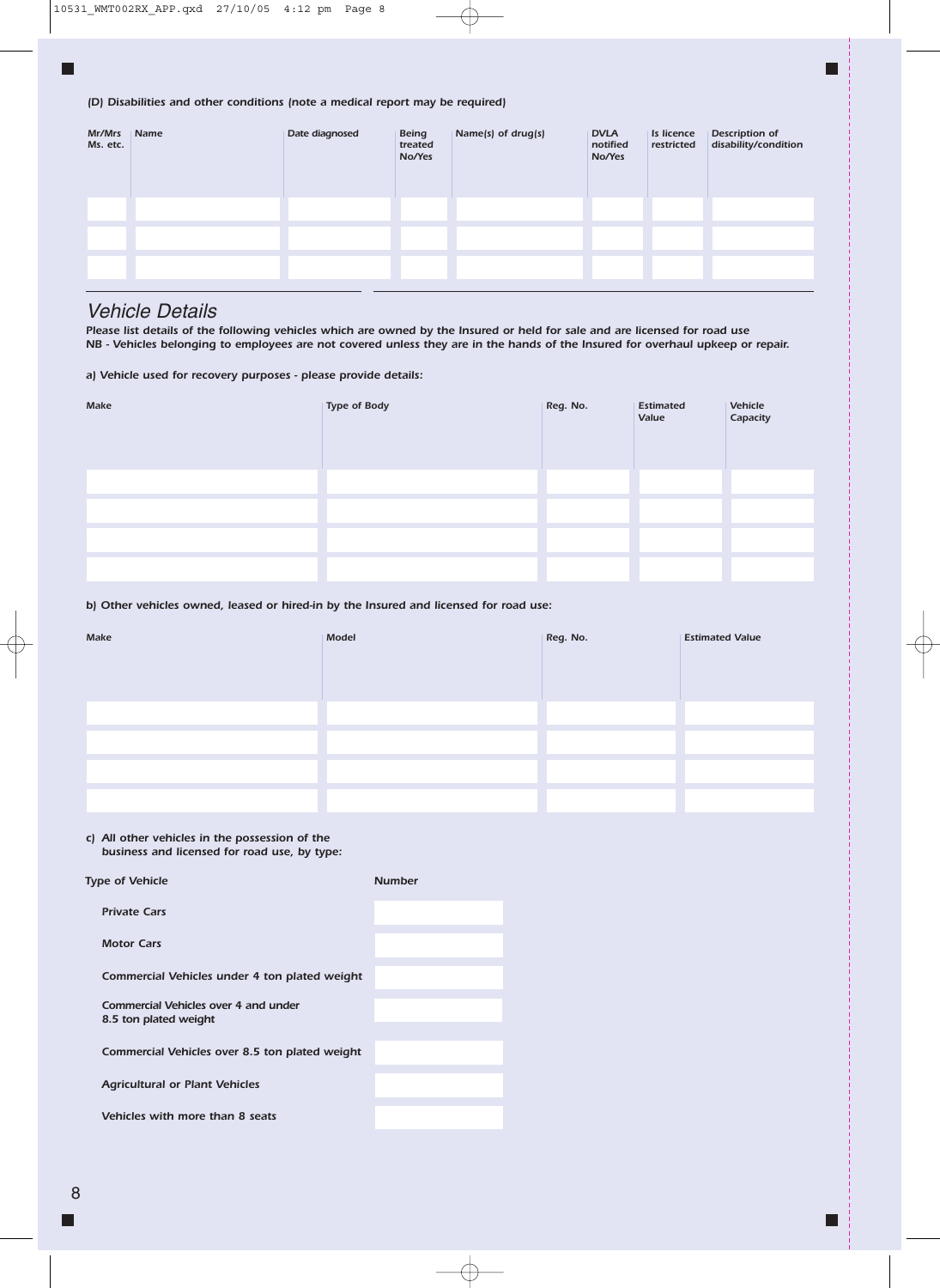*(D) Disabilities and other conditions (note a medical report may be required)*

| Mr/Mrs Ms. etc. | Name | Date diagnosed | Being treated No/Yes | Name(s) of drug(s) | DVLA notified No/Yes | Is licence restricted | Description of disability/condition |
|---|---|---|---|---|---|---|---|
| | | | | | | | |
| | | | | | | | |
| | | | | | | | |

## Vehicle Details

**Please list details of the following vehicles which are owned by the Insured or held for sale and are licensed for road use**
**NB - Vehicles belonging to employees are not covered unless they are in the hands of the Insured for overhaul upkeep or repair.**

**a) Vehicle used for recovery purposes - please provide details:**

| Make | Type of Body | Reg. No. | Estimated Value | Vehicle Capacity |
|---|---|---|---|---|
| | | | | |
| | | | | |
| | | | | |
| | | | | |

**b) Other vehicles owned, leased or hired-in by the Insured and licensed for road use:**

| Make | Model | Reg. No. | Estimated Value |
|---|---|---|---|
| | | | |
| | | | |
| | | | |
| | | | |

**c) All other vehicles in the possession of the business and licensed for road use, by type:**

| Type of Vehicle | Number |
|---|---|
| Private Cars | |
| Motor Cars | |
| Commercial Vehicles under 4 ton plated weight | |
| Commercial Vehicles over 4 and under 8.5 ton plated weight | |
| Commercial Vehicles over 8.5 ton plated weight | |
| Agricultural or Plant Vehicles | |
| Vehicles with more than 8 seats | |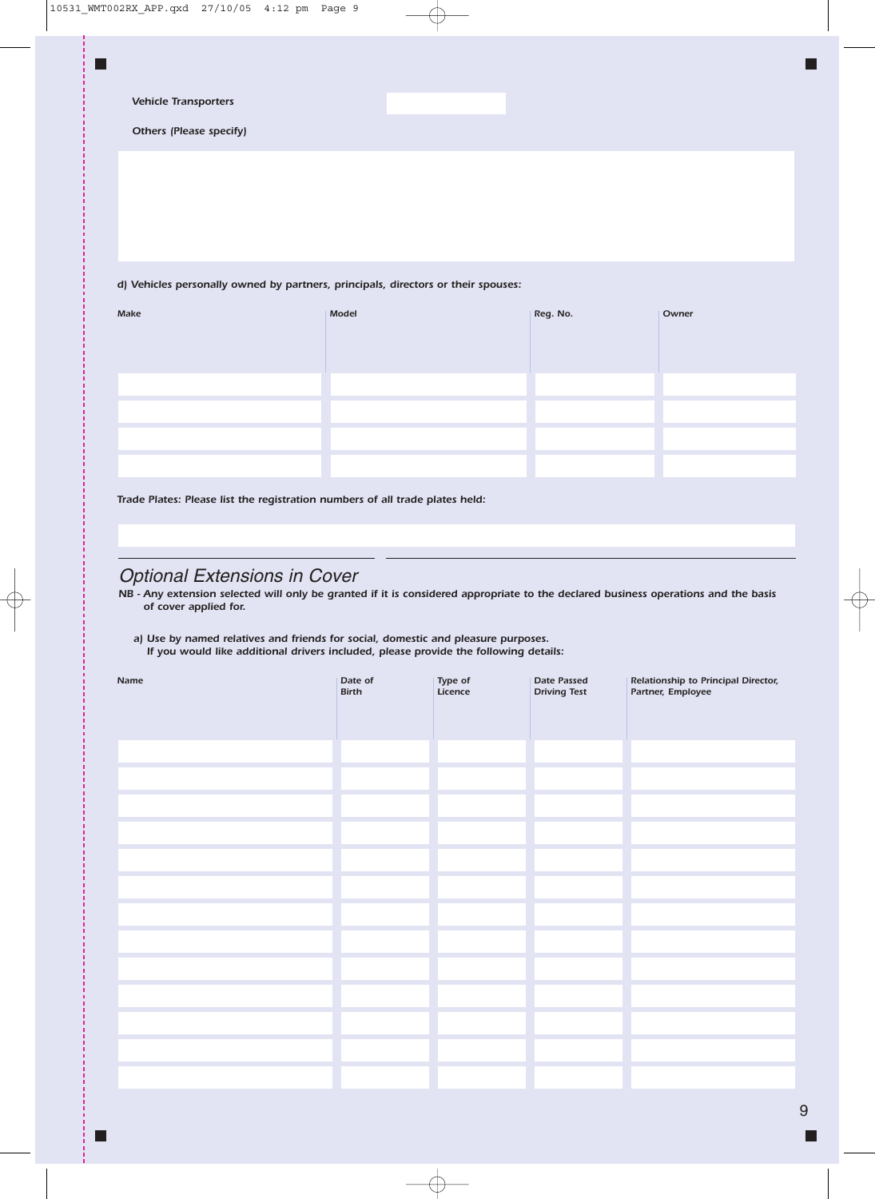*Vehicle Transporters*

*Others (Please specify)*

*d) Vehicles personally owned by partners, principals, directors or their spouses:*

| Make | Model | Reg. No. | Owner |
|---|---|---|---|
| | | | |
| | | | |
| | | | |
| | | | |

*Trade Plates: Please list the registration numbers of all trade plates held:*

## Optional Extensions in Cover

*NB - Any extension selected will only be granted if it is considered appropriate to the declared business operations and the basis of cover applied for.*

*a) Use by named relatives and friends for social, domestic and pleasure purposes.*
*If you would like additional drivers included, please provide the following details:*

| Name | Date of Birth | Type of Licence | Date Passed Driving Test | Relationship to Principal Director, Partner, Employee |
|---|---|---|---|---|
| | | | | |
| | | | | |
| | | | | |
| | | | | |
| | | | | |
| | | | | |
| | | | | |
| | | | | |
| | | | | |
| | | | | |
| | | | | |
| | | | | |
| | | | | |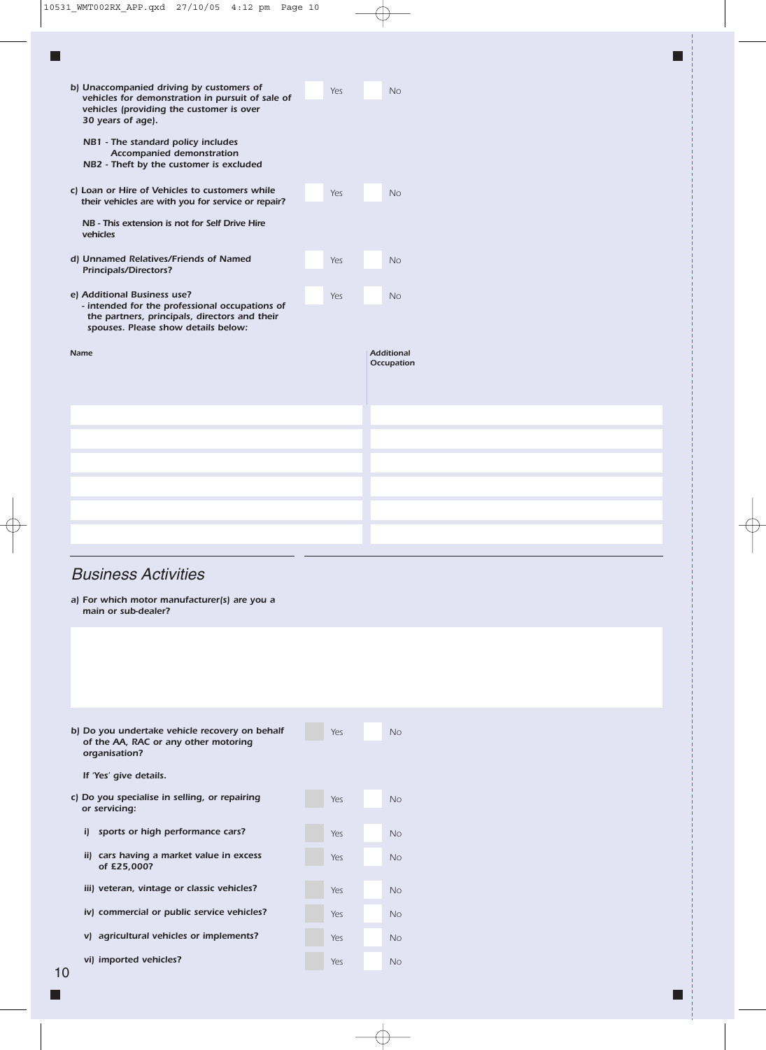*b) Unaccompanied driving by customers of vehicles for demonstration in pursuit of sale of vehicles (providing the customer is over 30 years of age).* ☐ Yes ☐ No

*NB1 - The standard policy includes Accompanied demonstration*
*NB2 - Theft by the customer is excluded*

*c) Loan or Hire of Vehicles to customers while their vehicles are with you for service or repair?* ☐ Yes ☐ No

*NB - This extension is not for Self Drive Hire vehicles*

*d) Unnamed Relatives/Friends of Named Principals/Directors?* ☐ Yes ☐ No

*e) Additional Business use?* ☐ Yes ☐ No
*- intended for the professional occupations of the partners, principals, directors and their spouses. Please show details below:*

| Name | Additional Occupation |
| --- | --- |
| | |
| | |
| | |
| | |
| | |
| | |

## Business Activities

*a) For which motor manufacturer(s) are you a main or sub-dealer?*

&nbsp;

*b) Do you undertake vehicle recovery on behalf of the AA, RAC or any other motoring organisation?* ☐ Yes ☐ No

*If 'Yes' give details.*

*c) Do you specialise in selling, or repairing or servicing:* ☐ Yes ☐ No

*i) sports or high performance cars?* ☐ Yes ☐ No

*ii) cars having a market value in excess of £25,000?* ☐ Yes ☐ No

*iii) veteran, vintage or classic vehicles?* ☐ Yes ☐ No

*iv) commercial or public service vehicles?* ☐ Yes ☐ No

*v) agricultural vehicles or implements?* ☐ Yes ☐ No

*vi) imported vehicles?* ☐ Yes ☐ No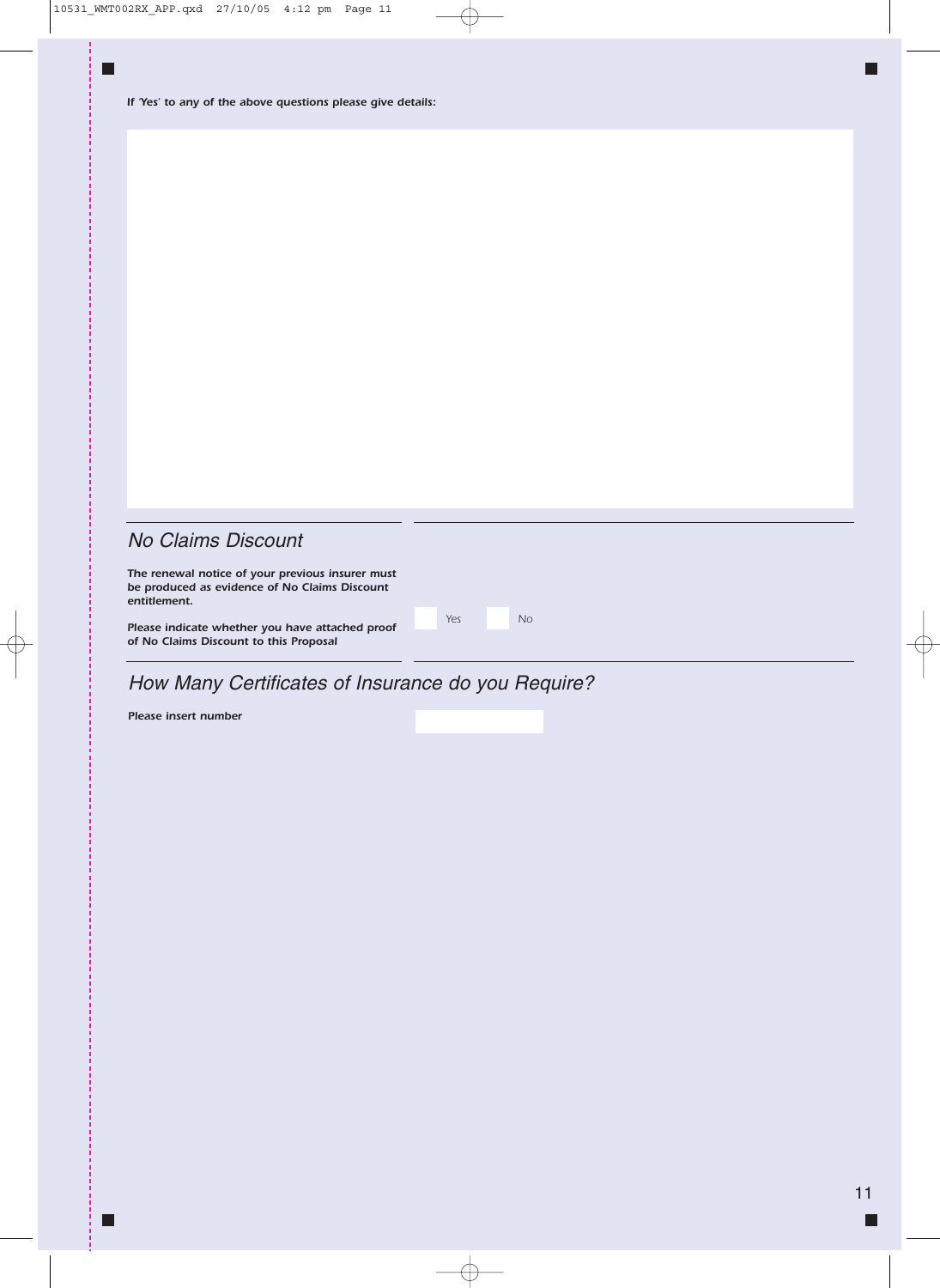*If 'Yes' to any of the above questions please give details:*

## No Claims Discount

***The renewal notice of your previous insurer must be produced as evidence of No Claims Discount entitlement.***

***Please indicate whether you have attached proof of No Claims Discount to this Proposal***

☐ *Yes* ☐ *No*

## How Many Certificates of Insurance do you Require?

***Please insert number***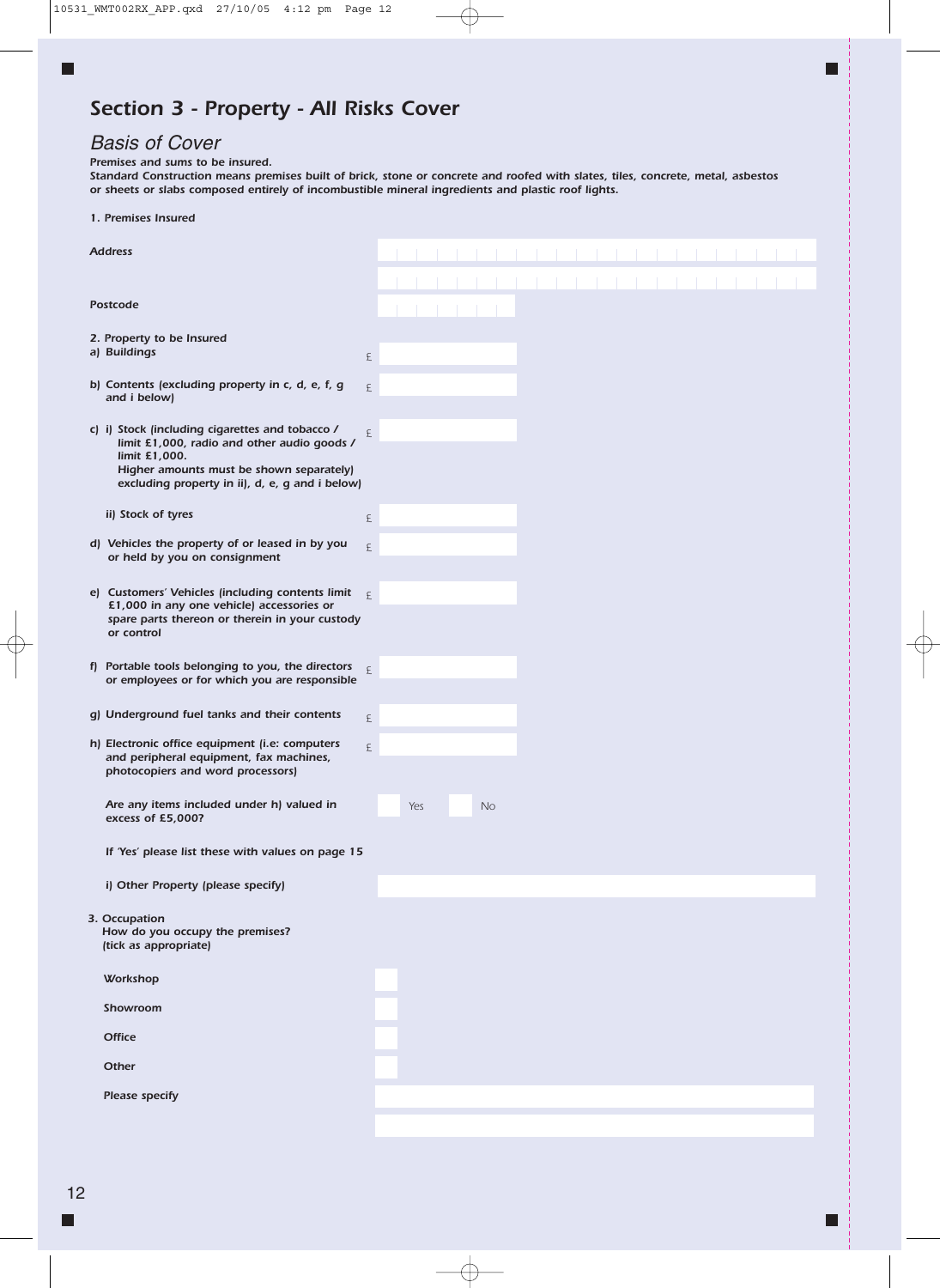## Section 3 - Property - All Risks Cover

### Basis of Cover

*Premises and sums to be insured.*
*Standard Construction means premises built of brick, stone or concrete and roofed with slates, tiles, concrete, metal, asbestos or sheets or slabs composed entirely of incombustible mineral ingredients and plastic roof lights.*

**1. Premises Insured**

Address

Postcode

**2. Property to be Insured**

a) Buildings £

b) Contents (excluding property in c, d, e, f, g and i below) £

c) i) Stock (including cigarettes and tobacco / limit £1,000, radio and other audio goods / limit £1,000. Higher amounts must be shown separately) excluding property in ii), d, e, g and i below) £

ii) Stock of tyres £

d) Vehicles the property of or leased in by you or held by you on consignment £

e) Customers' Vehicles (including contents limit £1,000 in any one vehicle) accessories or spare parts thereon or therein in your custody or control £

f) Portable tools belonging to you, the directors or employees or for which you are responsible £

g) Underground fuel tanks and their contents £

h) Electronic office equipment (i.e: computers and peripheral equipment, fax machines, photocopiers and word processors) £

Are any items included under h) valued in excess of £5,000? Yes No

If 'Yes' please list these with values on page 15

i) Other Property (please specify)

**3. Occupation**
How do you occupy the premises?
(tick as appropriate)

Workshop

Showroom

Office

Other

Please specify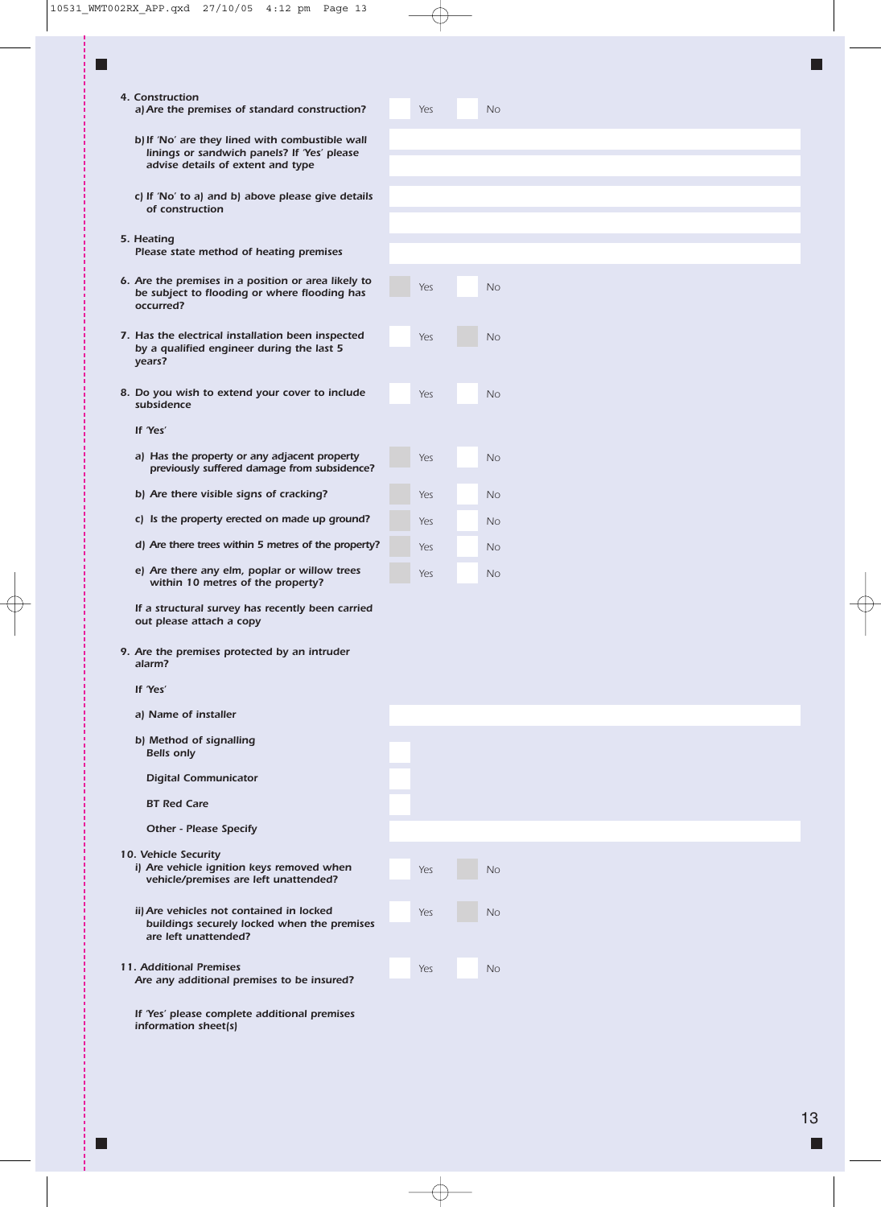**4. Construction**

*a) Are the premises of standard construction?* ☐ Yes ☐ No

*b) If 'No' are they lined with combustible wall linings or sandwich panels? If 'Yes' please advise details of extent and type*

*c) If 'No' to a) and b) above please give details of construction*

**5. Heating**

*Please state method of heating premises*

*6. Are the premises in a position or area likely to be subject to flooding or where flooding has occurred?* ☐ Yes ☐ No

*7. Has the electrical installation been inspected by a qualified engineer during the last 5 years?* ☐ Yes ☐ No

*8. Do you wish to extend your cover to include subsidence* ☐ Yes ☐ No

*If 'Yes'*

*a) Has the property or any adjacent property previously suffered damage from subsidence?* ☐ Yes ☐ No

*b) Are there visible signs of cracking?* ☐ Yes ☐ No

*c) Is the property erected on made up ground?* ☐ Yes ☐ No

*d) Are there trees within 5 metres of the property?* ☐ Yes ☐ No

*e) Are there any elm, poplar or willow trees within 10 metres of the property?* ☐ Yes ☐ No

*If a structural survey has recently been carried out please attach a copy*

*9. Are the premises protected by an intruder alarm?*

*If 'Yes'*

*a) Name of installer*

*b) Method of signalling*

Bells only ☐

Digital Communicator ☐

BT Red Care ☐

Other - Please Specify

**10. Vehicle Security**

*i) Are vehicle ignition keys removed when vehicle/premises are left unattended?* ☐ Yes ☐ No

*ii) Are vehicles not contained in locked buildings securely locked when the premises are left unattended?* ☐ Yes ☐ No

**11. Additional Premises**

*Are any additional premises to be insured?* ☐ Yes ☐ No

*If 'Yes' please complete additional premises information sheet(s)*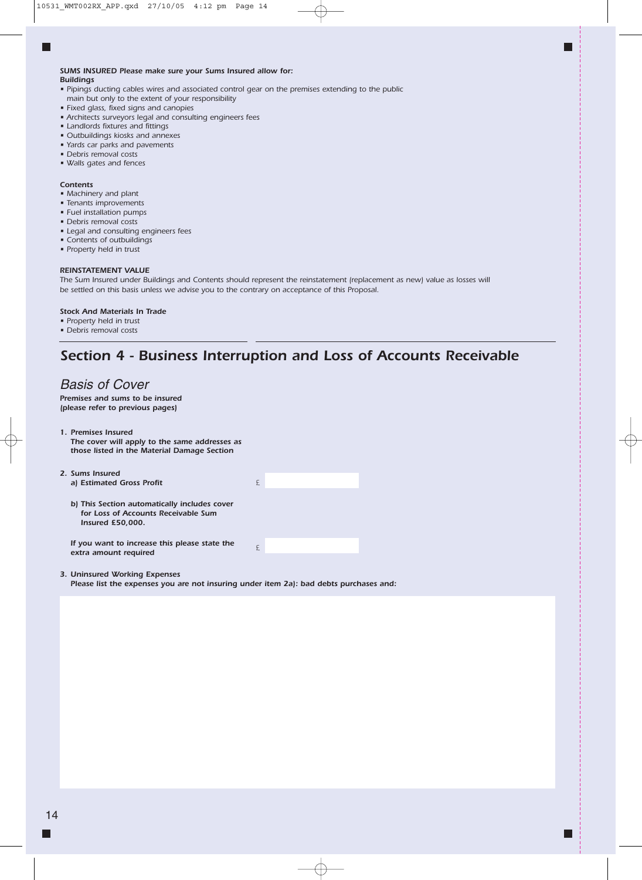***SUMS INSURED Please make sure your Sums Insured allow for:***
***Buildings***

- *Pipings ducting cables wires and associated control gear on the premises extending to the public main but only to the extent of your responsibility*
- *Fixed glass, fixed signs and canopies*
- *Architects surveyors legal and consulting engineers fees*
- *Landlords fixtures and fittings*
- *Outbuildings kiosks and annexes*
- *Yards car parks and pavements*
- *Debris removal costs*
- *Walls gates and fences*

***Contents***

- *Machinery and plant*
- *Tenants improvements*
- *Fuel installation pumps*
- *Debris removal costs*
- *Legal and consulting engineers fees*
- *Contents of outbuildings*
- *Property held in trust*

***REINSTATEMENT VALUE***

*The Sum Insured under Buildings and Contents should represent the reinstatement (replacement as new) value as losses will be settled on this basis unless we advise you to the contrary on acceptance of this Proposal.*

***Stock And Materials In Trade***

- *Property held in trust*
- *Debris removal costs*

## *Section 4 - Business Interruption and Loss of Accounts Receivable*

### *Basis of Cover*

***Premises and sums to be insured***
***(please refer to previous pages)***

***1. Premises Insured***
***The cover will apply to the same addresses as those listed in the Material Damage Section***

***2. Sums Insured***

***a) Estimated Gross Profit*** £

***b) This Section automatically includes cover for Loss of Accounts Receivable Sum Insured £50,000.***

***If you want to increase this please state the extra amount required*** £

***3. Uninsured Working Expenses***
***Please list the expenses you are not insuring under item 2a): bad debts purchases and:***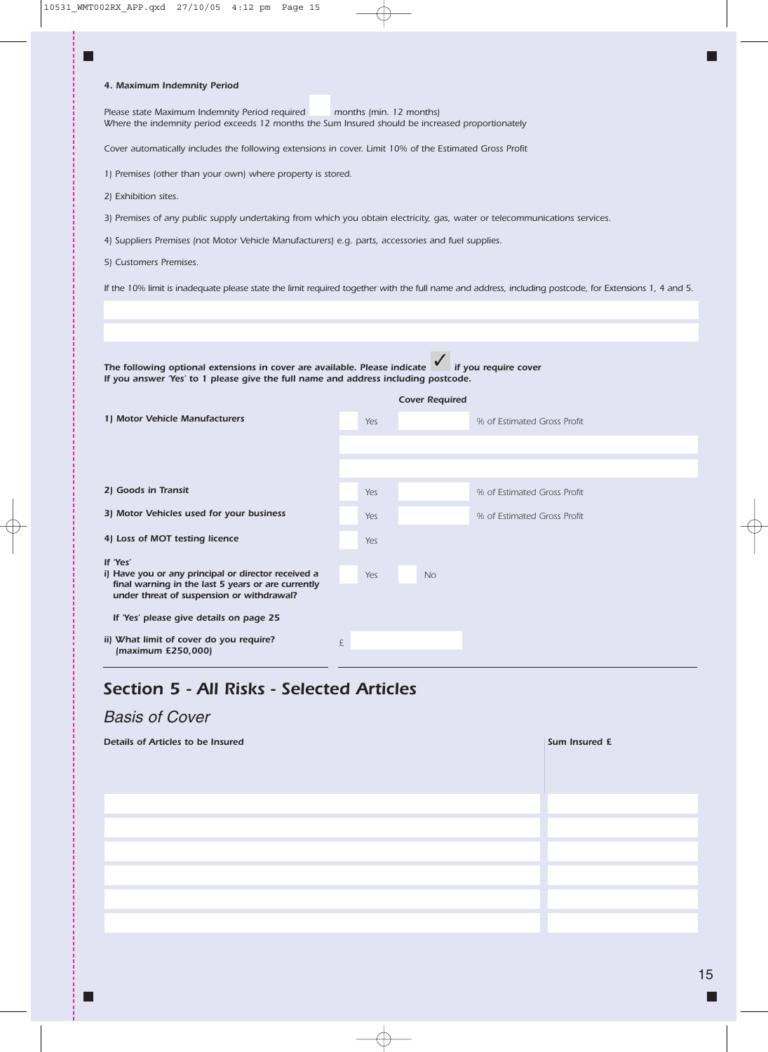#### 4. Maximum Indemnity Period

Please state Maximum Indemnity Period required ______ months (min. 12 months)
Where the indemnity period exceeds 12 months the Sum Insured should be increased proportionately

Cover automatically includes the following extensions in cover. Limit 10% of the Estimated Gross Profit

1) Premises (other than your own) where property is stored.

2) Exhibition sites.

3) Premises of any public supply undertaking from which you obtain electricity, gas, water or telecommunications services.

4) Suppliers Premises (not Motor Vehicle Manufacturers) e.g. parts, accessories and fuel supplies.

5) Customers Premises.

If the 10% limit is inadequate please state the limit required together with the full name and address, including postcode, for Extensions 1, 4 and 5.

**The following optional extensions in cover are available. Please indicate ✓ if you require cover**
**If you answer 'Yes' to 1 please give the full name and address including postcode.**

| | | Cover Required |
|---|---|---|
| **1) Motor Vehicle Manufacturers** | Yes | % of Estimated Gross Profit |
| **2) Goods in Transit** | Yes | % of Estimated Gross Profit |
| **3) Motor Vehicles used for your business** | Yes | % of Estimated Gross Profit |
| **4) Loss of MOT testing licence** | Yes | |

**If 'Yes'**
**i) Have you or any principal or director received a final warning in the last 5 years or are currently under threat of suspension or withdrawal?** Yes / No

**If 'Yes' please give details on page 25**

**ii) What limit of cover do you require? (maximum £250,000)** £

## Section 5 - All Risks - Selected Articles

### Basis of Cover

| Details of Articles to be Insured | Sum Insured £ |
|---|---|
| | |
| | |
| | |
| | |
| | |
| | |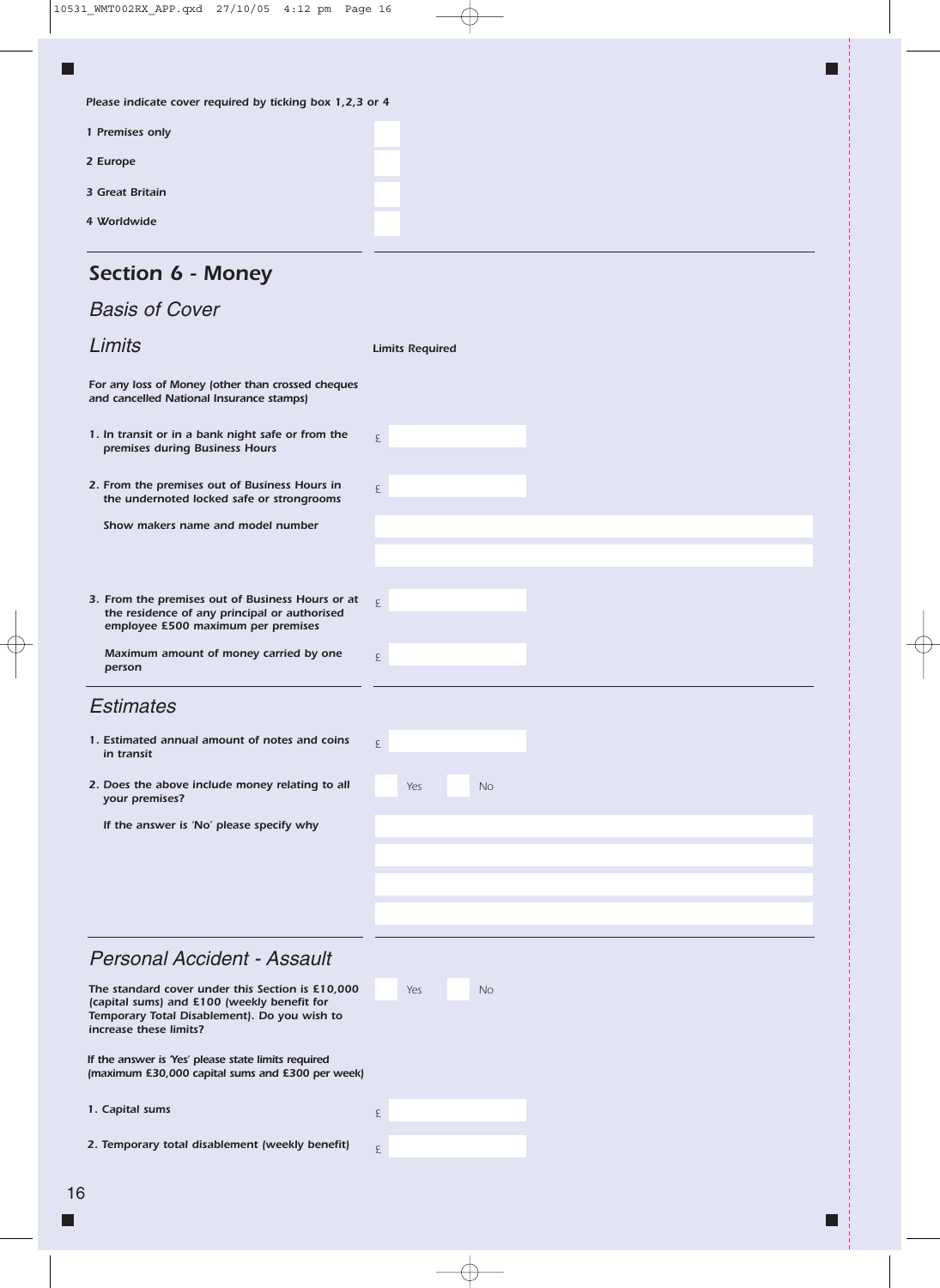*Please indicate cover required by ticking box 1,2,3 or 4*

1 Premises only ☐

2 Europe ☐

3 Great Britain ☐

4 Worldwide ☐

## Section 6 - Money

### *Basis of Cover*

### *Limits*

***Limits Required***

***For any loss of Money (other than crossed cheques and cancelled National Insurance stamps)***

1. ***In transit or in a bank night safe or from the premises during Business Hours*** £

2. ***From the premises out of Business Hours in the undernoted locked safe or strongrooms*** £

   ***Show makers name and model number***

3. ***From the premises out of Business Hours or at the residence of any principal or authorised employee £500 maximum per premises*** £

   ***Maximum amount of money carried by one person*** £

### *Estimates*

1. ***Estimated annual amount of notes and coins in transit*** £

2. ***Does the above include money relating to all your premises?*** ☐ Yes ☐ No

   ***If the answer is 'No' please specify why***

### *Personal Accident - Assault*

***The standard cover under this Section is £10,000 (capital sums) and £100 (weekly benefit for Temporary Total Disablement). Do you wish to increase these limits?*** ☐ Yes ☐ No

***If the answer is 'Yes' please state limits required (maximum £30,000 capital sums and £300 per week)***

1. ***Capital sums*** £

2. ***Temporary total disablement (weekly benefit)*** £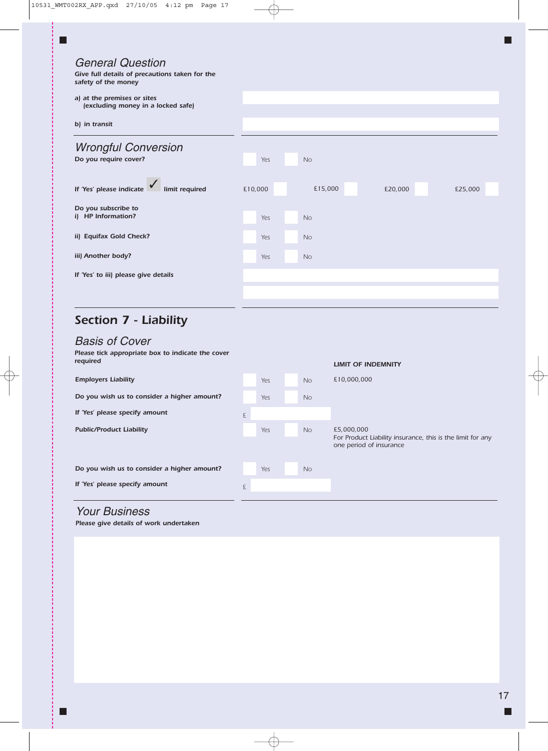## General Question

**Give full details of precautions taken for the safety of the money**

**a) at the premises or sites (excluding money in a locked safe)**

**b) in transit**

## Wrongful Conversion

**Do you require cover?** ☐ Yes ☐ No

**If 'Yes' please indicate ✓ limit required** £10,000 ☐ £15,000 ☐ £20,000 ☐ £25,000 ☐

**Do you subscribe to**

**i) HP Information?** ☐ Yes ☐ No

**ii) Equifax Gold Check?** ☐ Yes ☐ No

**iii) Another body?** ☐ Yes ☐ No

**If 'Yes' to iii) please give details**

# Section 7 - Liability

## Basis of Cover

**Please tick appropriate box to indicate the cover required**

| | | | LIMIT OF INDEMNITY |
|---|---|---|---|
| **Employers Liability** | ☐ Yes | ☐ No | £10,000,000 |
| **Do you wish us to consider a higher amount?** | ☐ Yes | ☐ No | |
| **If 'Yes' please specify amount** | £ | | |
| **Public/Product Liability** | ☐ Yes | ☐ No | £5,000,000<br>*For Product Liability insurance, this is the limit for any one period of insurance* |
| **Do you wish us to consider a higher amount?** | ☐ Yes | ☐ No | |
| **If 'Yes' please specify amount** | £ | | |

## Your Business

**Please give details of work undertaken**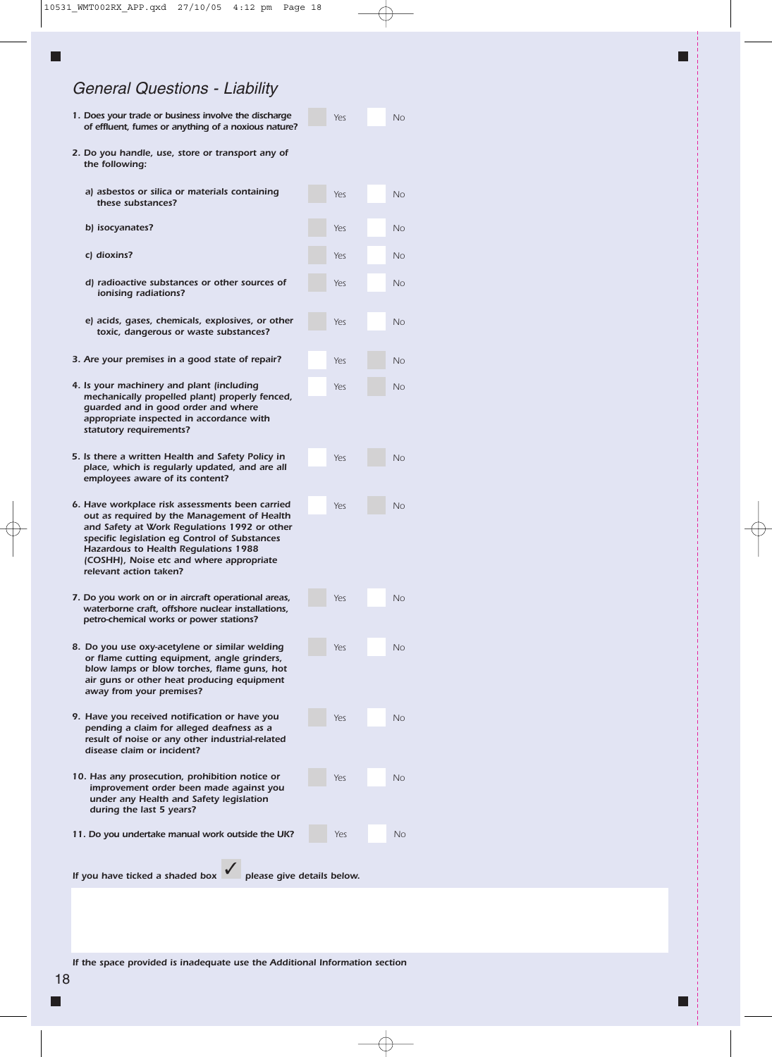## *General Questions - Liability*

| Question | Yes | No |
|---|---|---|
| **1. Does your trade or business involve the discharge of effluent, fumes or anything of a noxious nature?** | ☐ Yes | ☐ No |
| **2. Do you handle, use, store or transport any of the following:** | | |
| **a) asbestos or silica or materials containing these substances?** | ☐ Yes | ☐ No |
| **b) isocyanates?** | ☐ Yes | ☐ No |
| **c) dioxins?** | ☐ Yes | ☐ No |
| **d) radioactive substances or other sources of ionising radiations?** | ☐ Yes | ☐ No |
| **e) acids, gases, chemicals, explosives, or other toxic, dangerous or waste substances?** | ☐ Yes | ☐ No |
| **3. Are your premises in a good state of repair?** | ☐ Yes | ☐ No |
| **4. Is your machinery and plant (including mechanically propelled plant) properly fenced, guarded and in good order and where appropriate inspected in accordance with statutory requirements?** | ☐ Yes | ☐ No |
| **5. Is there a written Health and Safety Policy in place, which is regularly updated, and are all employees aware of its content?** | ☐ Yes | ☐ No |
| **6. Have workplace risk assessments been carried out as required by the Management of Health and Safety at Work Regulations 1992 or other specific legislation eg Control of Substances Hazardous to Health Regulations 1988 (COSHH), Noise etc and where appropriate relevant action taken?** | ☐ Yes | ☐ No |
| **7. Do you work on or in aircraft operational areas, waterborne craft, offshore nuclear installations, petro-chemical works or power stations?** | ☐ Yes | ☐ No |
| **8. Do you use oxy-acetylene or similar welding or flame cutting equipment, angle grinders, blow lamps or blow torches, flame guns, hot air guns or other heat producing equipment away from your premises?** | ☐ Yes | ☐ No |
| **9. Have you received notification or have you pending a claim for alleged deafness as a result of noise or any other industrial-related disease claim or incident?** | ☐ Yes | ☐ No |
| **10. Has any prosecution, prohibition notice or improvement order been made against you under any Health and Safety legislation during the last 5 years?** | ☐ Yes | ☐ No |
| **11. Do you undertake manual work outside the UK?** | ☐ Yes | ☐ No |

***If you have ticked a shaded box ✓ please give details below.***

&nbsp;

***If the space provided is inadequate use the Additional Information section***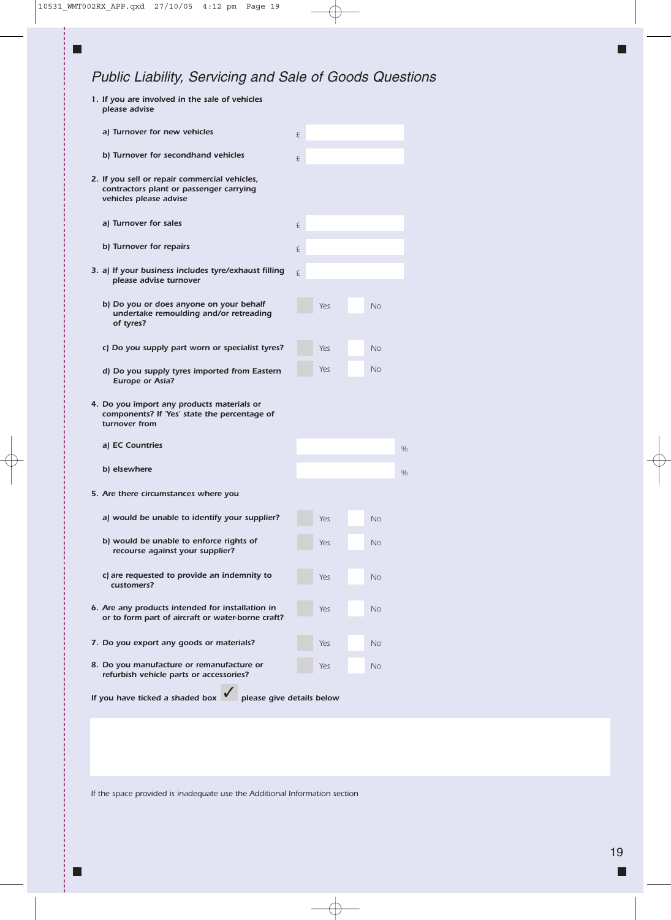## *Public Liability, Servicing and Sale of Goods Questions*

1. **If you are involved in the sale of vehicles please advise**

   a) **Turnover for new vehicles** £

   b) **Turnover for secondhand vehicles** £

2. **If you sell or repair commercial vehicles, contractors plant or passenger carrying vehicles please advise**

   a) **Turnover for sales** £

   b) **Turnover for repairs** £

3. a) **If your business includes tyre/exhaust filling please advise turnover** £

   b) **Do you or does anyone on your behalf undertake remoulding and/or retreading of tyres?** Yes No

   c) **Do you supply part worn or specialist tyres?** Yes No

   d) **Do you supply tyres imported from Eastern Europe or Asia?** Yes No

4. **Do you import any products materials or components? If 'Yes' state the percentage of turnover from**

   a) **EC Countries** %

   b) **elsewhere** %

5. **Are there circumstances where you**

   a) **would be unable to identify your supplier?** Yes No

   b) **would be unable to enforce rights of recourse against your supplier?** Yes No

   c) **are requested to provide an indemnity to customers?** Yes No

6. **Are any products intended for installation in or to form part of aircraft or water-borne craft?** Yes No

7. **Do you export any goods or materials?** Yes No

8. **Do you manufacture or remanufacture or refurbish vehicle parts or accessories?** Yes No

**If you have ticked a shaded box ✓ please give details below**

If the space provided is inadequate use the Additional Information section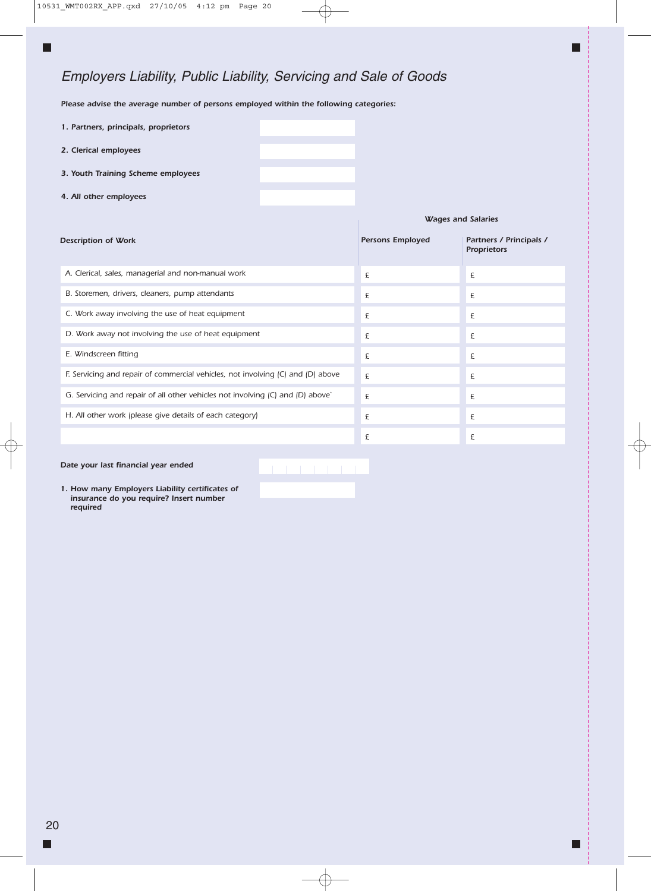## *Employers Liability, Public Liability, Servicing and Sale of Goods*

***Please advise the average number of persons employed within the following categories:***

| | |
|---|---|
| ***1. Partners, principals, proprietors*** | |
| ***2. Clerical employees*** | |
| ***3. Youth Training Scheme employees*** | |
| ***4. All other employees*** | |

| ***Description of Work*** | ***Wages and Salaries*** | |
|---|---|---|
| | ***Persons Employed*** | ***Partners / Principals / Proprietors*** |
| *A. Clerical, sales, managerial and non-manual work* | £ | £ |
| *B. Storemen, drivers, cleaners, pump attendants* | £ | £ |
| *C. Work away involving the use of heat equipment* | £ | £ |
| *D. Work away not involving the use of heat equipment* | £ | £ |
| *E. Windscreen fitting* | £ | £ |
| *F. Servicing and repair of commercial vehicles, not involving (C) and (D) above* | £ | £ |
| *G. Servicing and repair of all other vehicles not involving (C) and (D) above`* | £ | £ |
| *H. All other work (please give details of each category)* | £ | £ |
| | £ | £ |

***Date your last financial year ended***

***1. How many Employers Liability certificates of insurance do you require? Insert number required***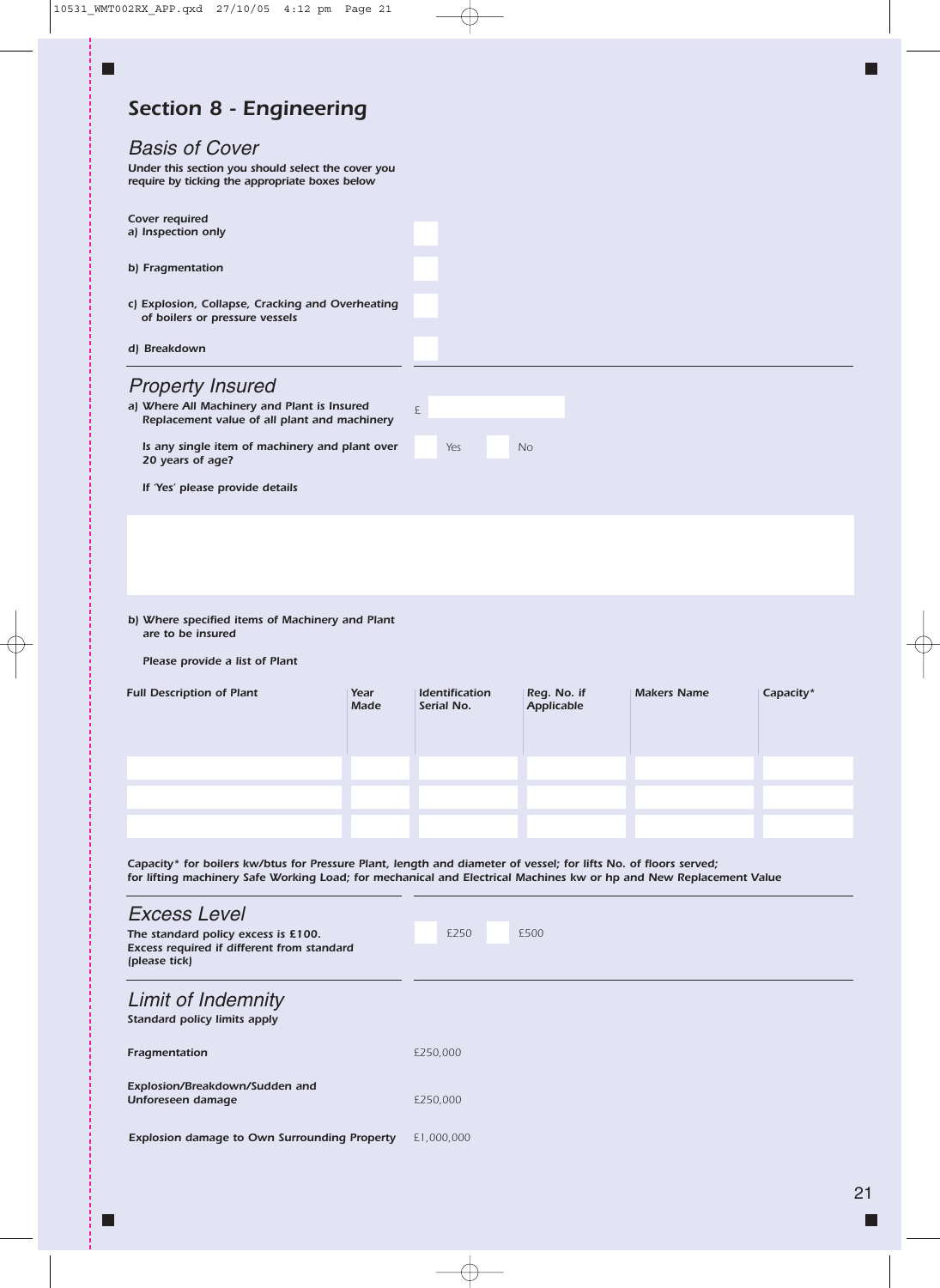## Section 8 - Engineering

### *Basis of Cover*

***Under this section you should select the cover you require by ticking the appropriate boxes below***

**Cover required**

**a) Inspection only** ☐

**b) Fragmentation** ☐

**c) Explosion, Collapse, Cracking and Overheating of boilers or pressure vessels** ☐

**d) Breakdown** ☐

### *Property Insured*

***a) Where All Machinery and Plant is Insured Replacement value of all plant and machinery*** £

***Is any single item of machinery and plant over 20 years of age?*** ☐ Yes ☐ No

***If 'Yes' please provide details***

***b) Where specified items of Machinery and Plant are to be insured***

***Please provide a list of Plant***

| Full Description of Plant | Year Made | Identification Serial No. | Reg. No. if Applicable | Makers Name | Capacity* |
|---|---|---|---|---|---|
| | | | | | |
| | | | | | |
| | | | | | |

***Capacity* for boilers kw/btus for Pressure Plant, length and diameter of vessel; for lifts No. of floors served; for lifting machinery Safe Working Load; for mechanical and Electrical Machines kw or hp and New Replacement Value***

### *Excess Level*

***The standard policy excess is £100. Excess required if different from standard (please tick)***

☐ £250 ☐ £500

### *Limit of Indemnity*

***Standard policy limits apply***

| | |
|---|---|
| **Fragmentation** | £250,000 |
| **Explosion/Breakdown/Sudden and Unforeseen damage** | £250,000 |
| **Explosion damage to Own Surrounding Property** | £1,000,000 |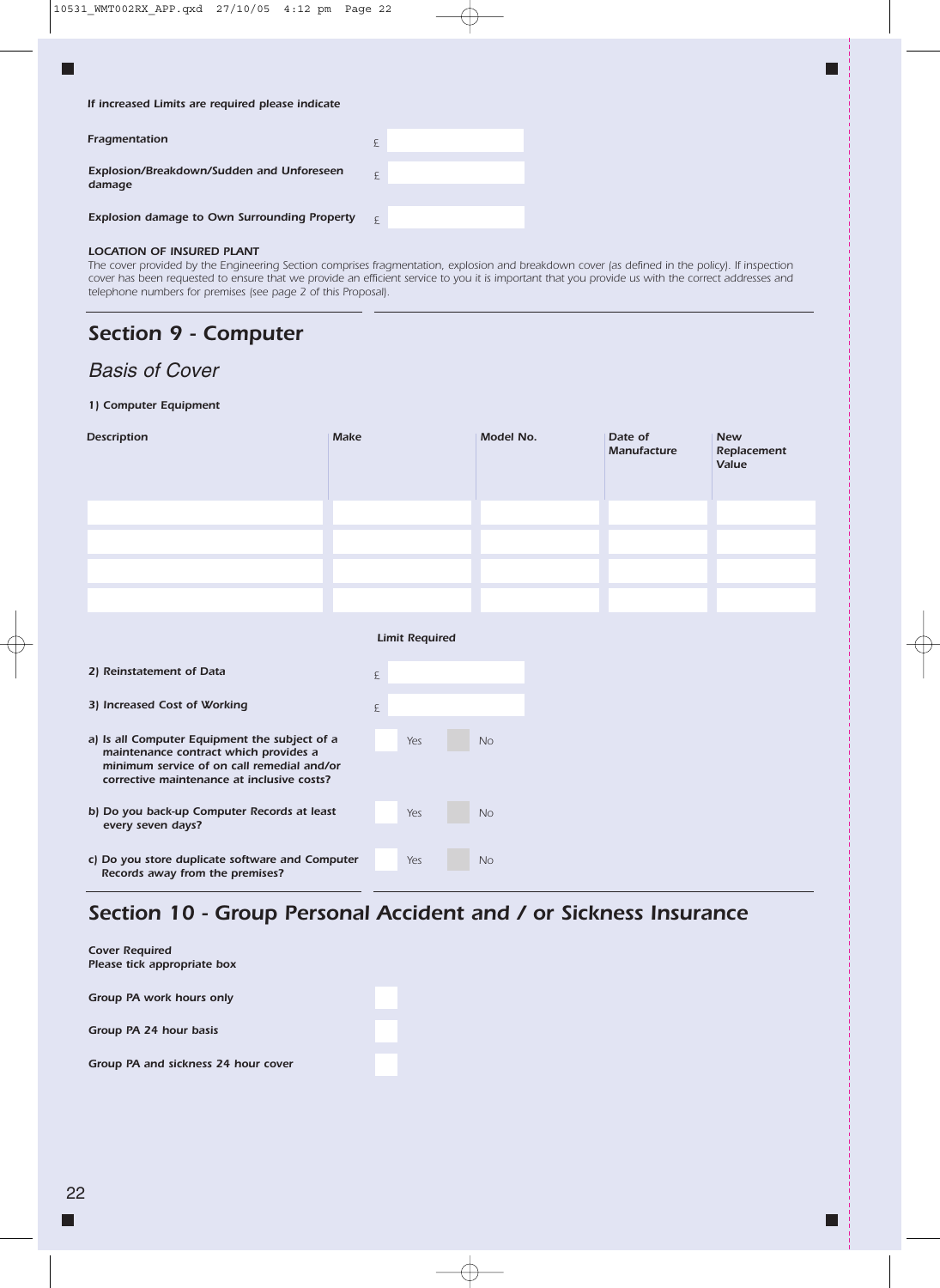*If increased Limits are required please indicate*

| | |
|---|---|
| *Fragmentation* | £ |
| *Explosion/Breakdown/Sudden and Unforeseen damage* | £ |
| *Explosion damage to Own Surrounding Property* | £ |

**LOCATION OF INSURED PLANT**

*The cover provided by the Engineering Section comprises fragmentation, explosion and breakdown cover (as defined in the policy). If inspection cover has been requested to ensure that we provide an efficient service to you it is important that you provide us with the correct addresses and telephone numbers for premises (see page 2 of this Proposal).*

## Section 9 - Computer

### *Basis of Cover*

*1) Computer Equipment*

| Description | Make | Model No. | Date of Manufacture | New Replacement Value |
|---|---|---|---|---|
| | | | | |
| | | | | |
| | | | | |
| | | | | |

| | Limit Required |
|---|---|
| *2) Reinstatement of Data* | £ |
| *3) Increased Cost of Working* | £ |

*a) Is all Computer Equipment the subject of a maintenance contract which provides a minimum service of on call remedial and/or corrective maintenance at inclusive costs?* ☐ Yes ☐ No

*b) Do you back-up Computer Records at least every seven days?* ☐ Yes ☐ No

*c) Do you store duplicate software and Computer Records away from the premises?* ☐ Yes ☐ No

## Section 10 - Group Personal Accident and / or Sickness Insurance

*Cover Required*
*Please tick appropriate box*

*Group PA work hours only* ☐

*Group PA 24 hour basis* ☐

*Group PA and sickness 24 hour cover* ☐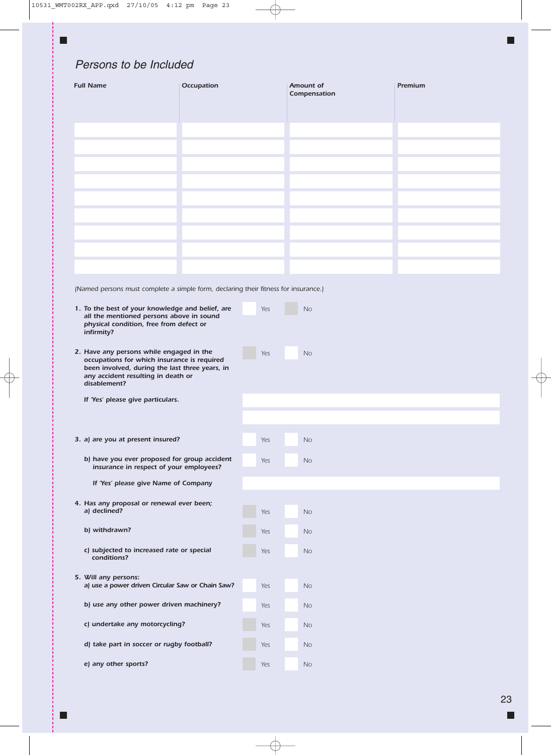## *Persons to be Included*

| Full Name | Occupation | Amount of Compensation | Premium |
|---|---|---|---|
| | | | |
| | | | |
| | | | |
| | | | |
| | | | |
| | | | |
| | | | |
| | | | |
| | | | |

*(Named persons must complete a simple form, declaring their fitness for insurance.)*

**1. To the best of your knowledge and belief, are all the mentioned persons above in sound physical condition, free from defect or infirmity?** ☐ Yes ☐ No

**2. Have any persons while engaged in the occupations for which insurance is required been involved, during the last three years, in any accident resulting in death or disablement?** ☐ Yes ☐ No

**If 'Yes' please give particulars.** ____________________

**3. a) are you at present insured?** ☐ Yes ☐ No

**b) have you ever proposed for group accident insurance in respect of your employees?** ☐ Yes ☐ No

**If 'Yes' please give Name of Company** ____________________

**4. Has any proposal or renewal ever been;**

**a) declined?** ☐ Yes ☐ No

**b) withdrawn?** ☐ Yes ☐ No

**c) subjected to increased rate or special conditions?** ☐ Yes ☐ No

**5. Will any persons:**

**a) use a power driven Circular Saw or Chain Saw?** ☐ Yes ☐ No

**b) use any other power driven machinery?** ☐ Yes ☐ No

**c) undertake any motorcycling?** ☐ Yes ☐ No

**d) take part in soccer or rugby football?** ☐ Yes ☐ No

**e) any other sports?** ☐ Yes ☐ No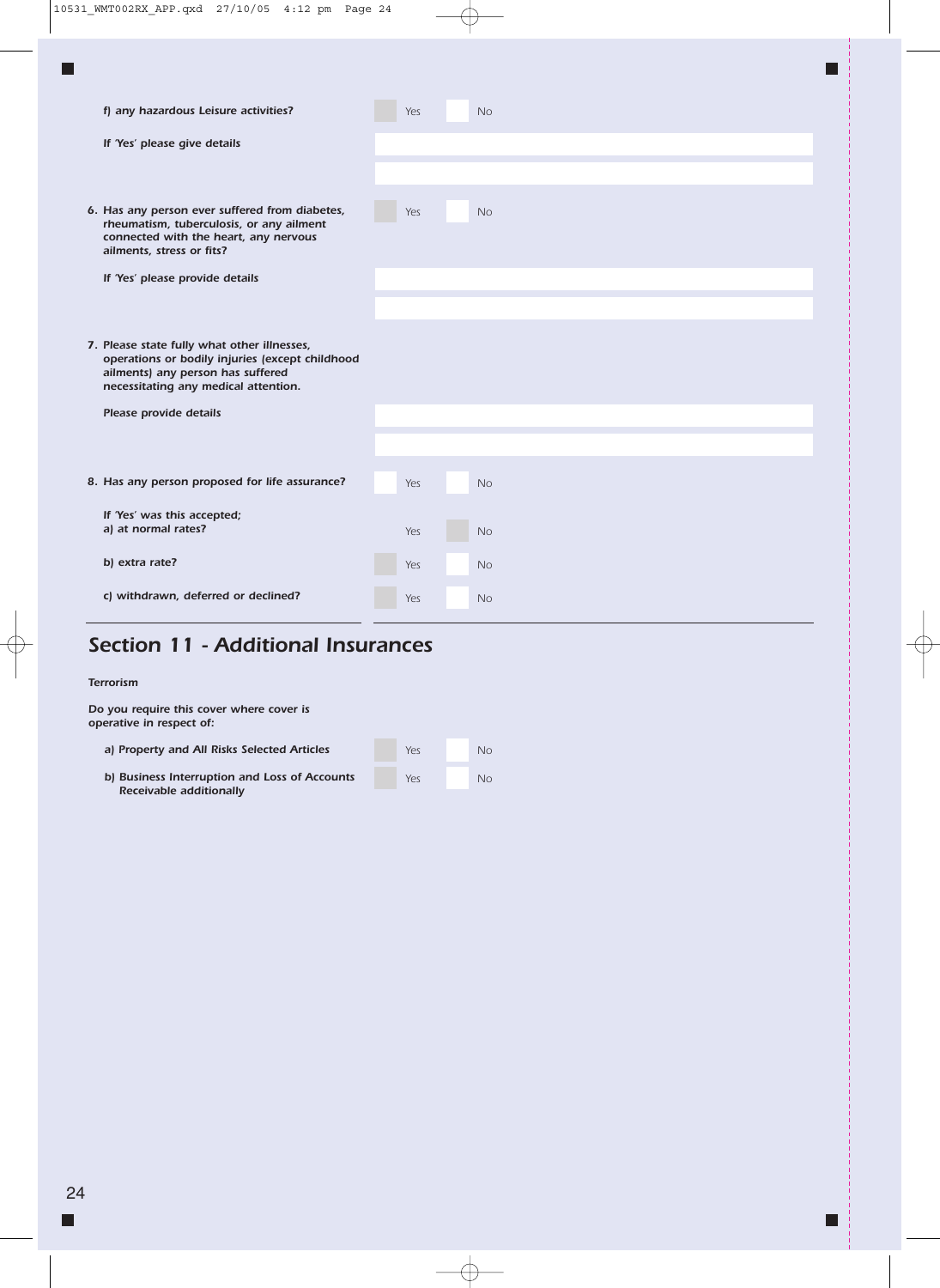f) **any hazardous Leisure activities?** Yes ☐ No ☐

**If 'Yes' please give details**

6. **Has any person ever suffered from diabetes, rheumatism, tuberculosis, or any ailment connected with the heart, any nervous ailments, stress or fits?** Yes ☐ No ☐

   **If 'Yes' please provide details**

7. **Please state fully what other illnesses, operations or bodily injuries (except childhood ailments) any person has suffered necessitating any medical attention.**

   **Please provide details**

8. **Has any person proposed for life assurance?** Yes ☐ No ☐

   **If 'Yes' was this accepted;**
   **a) at normal rates?** Yes ☐ No ☐

   **b) extra rate?** Yes ☐ No ☐

   **c) withdrawn, deferred or declined?** Yes ☐ No ☐

## Section 11 - Additional Insurances

**Terrorism**

**Do you require this cover where cover is operative in respect of:**

a) **Property and All Risks Selected Articles** Yes ☐ No ☐

b) **Business Interruption and Loss of Accounts Receivable additionally** Yes ☐ No ☐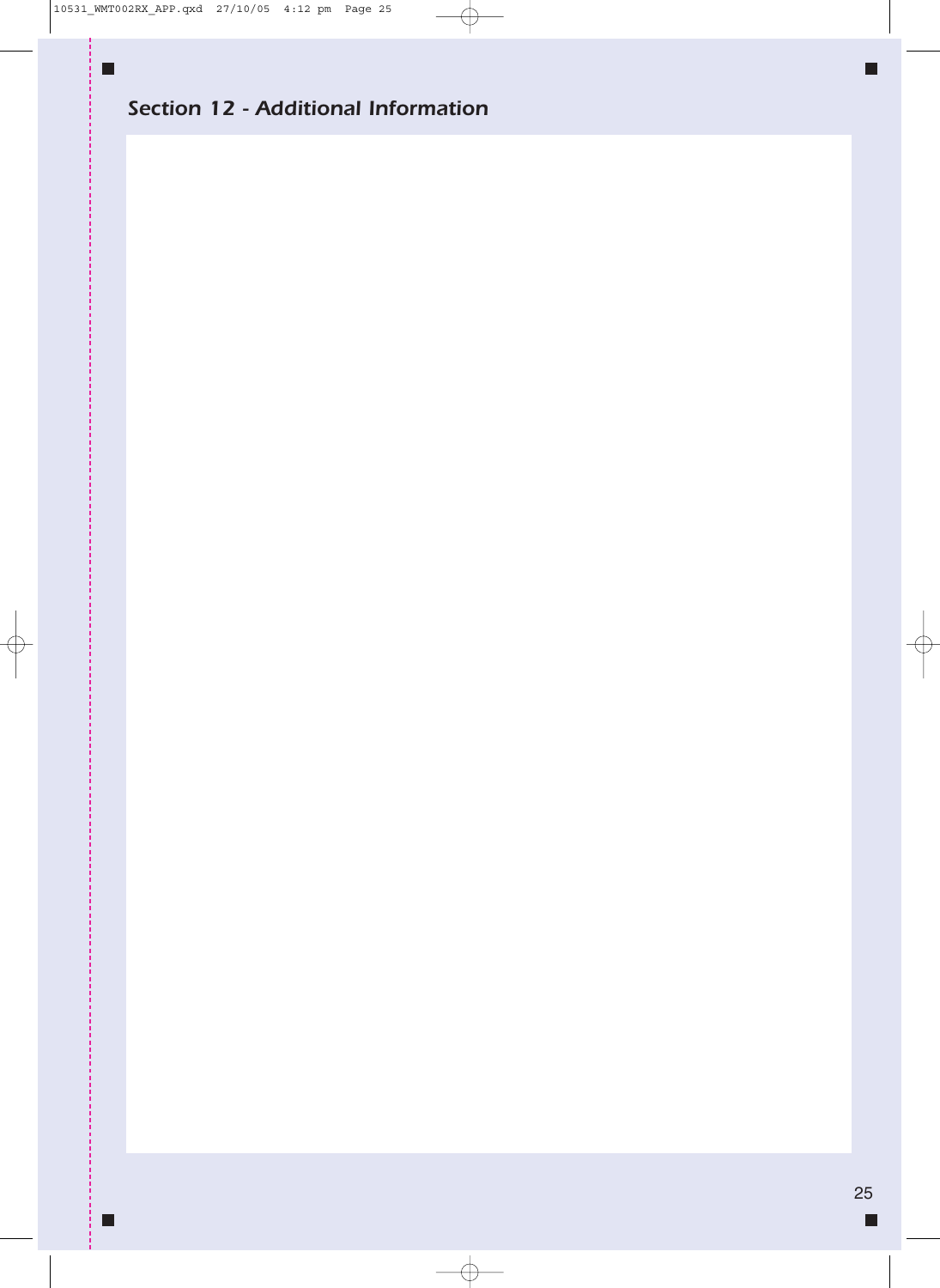## Section 12 - Additional Information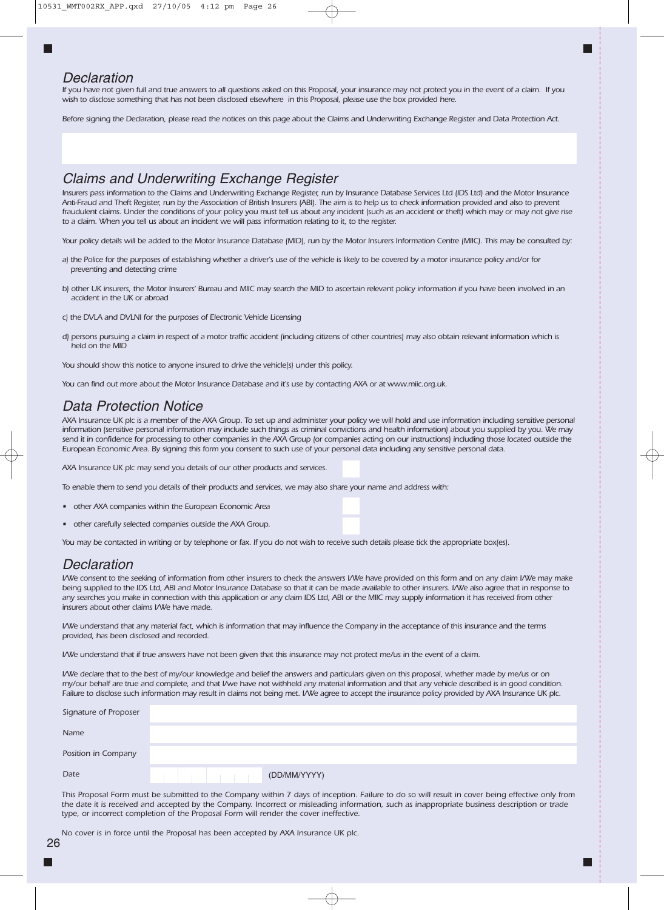## Declaration

If you have not given full and true answers to all questions asked on this Proposal, your insurance may not protect you in the event of a claim. If you wish to disclose something that has not been disclosed elsewhere in this Proposal, please use the box provided here.

Before signing the Declaration, please read the notices on this page about the Claims and Underwriting Exchange Register and Data Protection Act.

## Claims and Underwriting Exchange Register

Insurers pass information to the Claims and Underwriting Exchange Register, run by Insurance Database Services Ltd (IDS Ltd) and the Motor Insurance Anti-Fraud and Theft Register, run by the Association of British Insurers (ABI). The aim is to help us to check information provided and also to prevent fraudulent claims. Under the conditions of your policy you must tell us about any incident (such as an accident or theft) which may or may not give rise to a claim. When you tell us about an incident we will pass information relating to it, to the register.

Your policy details will be added to the Motor Insurance Database (MID), run by the Motor Insurers Information Centre (MIIC). This may be consulted by:

a) the Police for the purposes of establishing whether a driver's use of the vehicle is likely to be covered by a motor insurance policy and/or for preventing and detecting crime

b) other UK insurers, the Motor Insurers' Bureau and MIIC may search the MID to ascertain relevant policy information if you have been involved in an accident in the UK or abroad

c) the DVLA and DVLNI for the purposes of Electronic Vehicle Licensing

d) persons pursuing a claim in respect of a motor traffic accident (including citizens of other countries) may also obtain relevant information which is held on the MID

You should show this notice to anyone insured to drive the vehicle(s) under this policy.

You can find out more about the Motor Insurance Database and it's use by contacting AXA or at www.miic.org.uk.

## Data Protection Notice

AXA Insurance UK plc is a member of the AXA Group. To set up and administer your policy we will hold and use information including sensitive personal information (sensitive personal information may include such things as criminal convictions and health information) about you supplied by you. We may send it in confidence for processing to other companies in the AXA Group (or companies acting on our instructions) including those located outside the European Economic Area. By signing this form you consent to such use of your personal data including any sensitive personal data.

AXA Insurance UK plc may send you details of our other products and services. ☐

To enable them to send you details of their products and services, we may also share your name and address with:

- other AXA companies within the European Economic Area ☐
- other carefully selected companies outside the AXA Group. ☐

You may be contacted in writing or by telephone or fax. If you do not wish to receive such details please tick the appropriate box(es).

## Declaration

I/We consent to the seeking of information from other insurers to check the answers I/We have provided on this form and on any claim I/We may make being supplied to the IDS Ltd, ABI and Motor Insurance Database so that it can be made available to other insurers. I/We also agree that in response to any searches you make in connection with this application or any claim IDS Ltd, ABI or the MIIC may supply information it has received from other insurers about other claims I/We have made.

I/We understand that any material fact, which is information that may influence the Company in the acceptance of this insurance and the terms provided, has been disclosed and recorded.

I/We understand that if true answers have not been given that this insurance may not protect me/us in the event of a claim.

I/We declare that to the best of my/our knowledge and belief the answers and particulars given on this proposal, whether made by me/us or on my/our behalf are true and complete, and that I/we have not withheld any material information and that any vehicle described is in good condition. Failure to disclose such information may result in claims not being met. I/We agree to accept the insurance policy provided by AXA Insurance UK plc.

Signature of Proposer

Name

Position in Company

Date (DD/MM/YYYY)

This Proposal Form must be submitted to the Company within 7 days of inception. Failure to do so will result in cover being effective only from the date it is received and accepted by the Company. Incorrect or misleading information, such as inappropriate business description or trade type, or incorrect completion of the Proposal Form will render the cover ineffective.

No cover is in force until the Proposal has been accepted by AXA Insurance UK plc.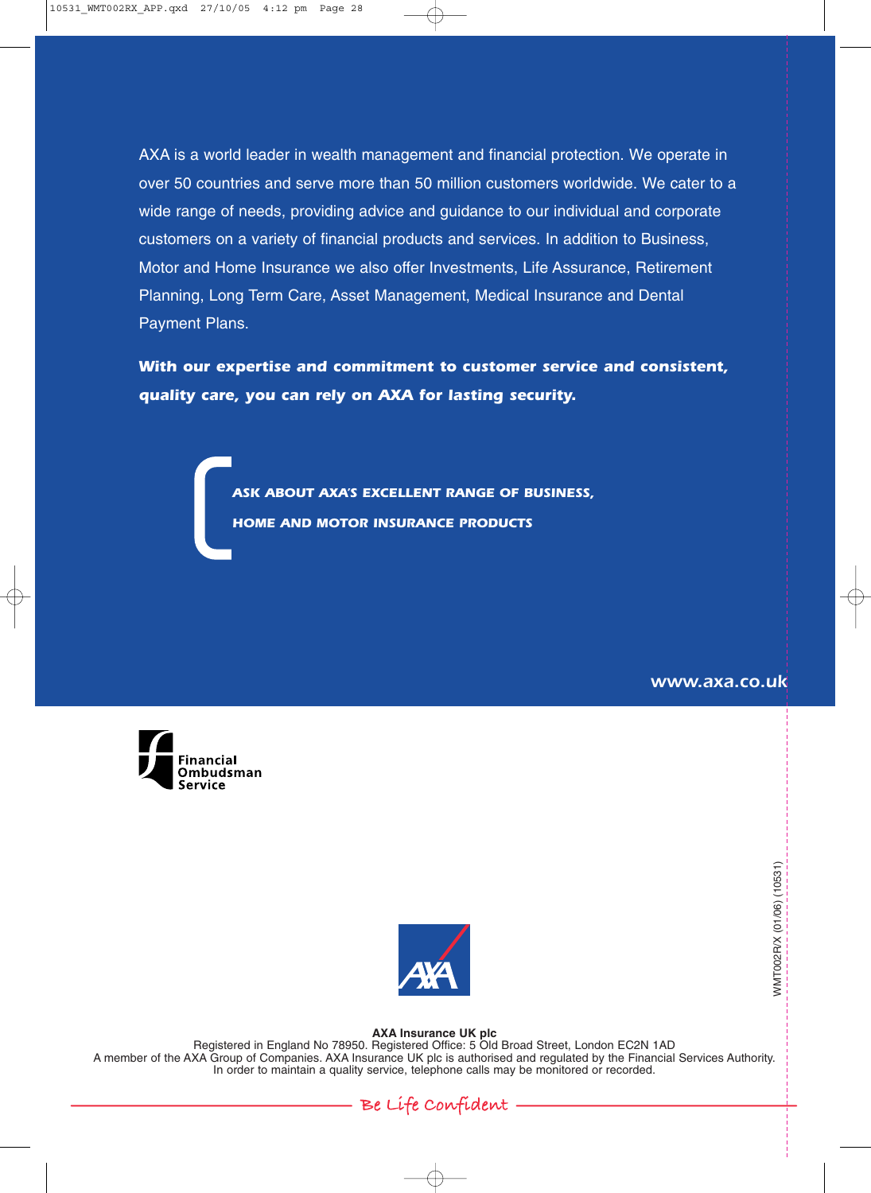AXA is a world leader in wealth management and financial protection. We operate in over 50 countries and serve more than 50 million customers worldwide. We cater to a wide range of needs, providing advice and guidance to our individual and corporate customers on a variety of financial products and services. In addition to Business, Motor and Home Insurance we also offer Investments, Life Assurance, Retirement Planning, Long Term Care, Asset Management, Medical Insurance and Dental Payment Plans.

***With our expertise and commitment to customer service and consistent, quality care, you can rely on AXA for lasting security.***

***ASK ABOUT AXA'S EXCELLENT RANGE OF BUSINESS, HOME AND MOTOR INSURANCE PRODUCTS***

**www.axa.co.uk**

Financial Ombudsman Service

WMT002R/X (01/06) (10531)

**AXA Insurance UK plc**

Registered in England No 78950. Registered Office: 5 Old Broad Street, London EC2N 1AD

A member of the AXA Group of Companies. AXA Insurance UK plc is authorised and regulated by the Financial Services Authority.

In order to maintain a quality service, telephone calls may be monitored or recorded.

Be Life Confident